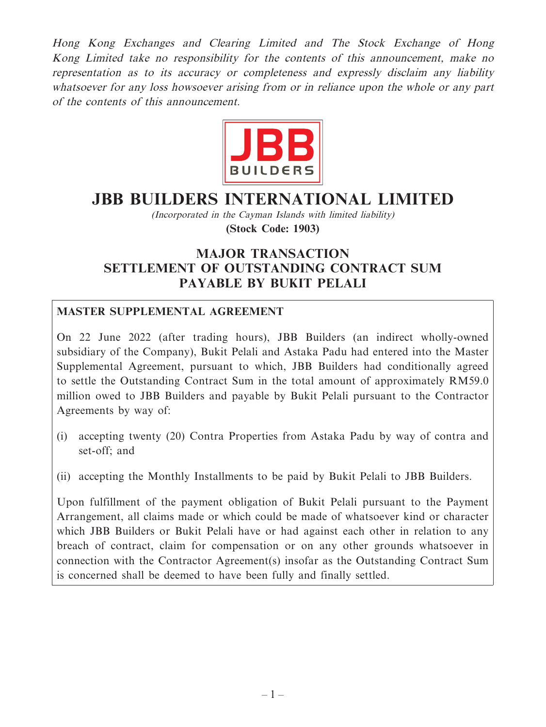*Hong Kong Exchanges and Clearing Limited and The Stock Exchange of Hong Kong Limited take no responsibility for the contents of this announcement, make no representation as to its accuracy or completeness and expressly disclaim any liability whatsoever for any loss howsoever arising from or in reliance upon the whole or any part of the contents of this announcement.*

JBB BUILDERS

# JBB BUILDERS INTERNATIONAL LIMITED

*(Incorporated in the Cayman Islands with limited liability)*

**(Stock Code: 1903)**

## MAJOR TRANSACTION
## SETTLEMENT OF OUTSTANDING CONTRACT SUM PAYABLE BY BUKIT PELALI

**MASTER SUPPLEMENTAL AGREEMENT**

On 22 June 2022 (after trading hours), JBB Builders (an indirect wholly-owned subsidiary of the Company), Bukit Pelali and Astaka Padu had entered into the Master Supplemental Agreement, pursuant to which, JBB Builders had conditionally agreed to settle the Outstanding Contract Sum in the total amount of approximately RM59.0 million owed to JBB Builders and payable by Bukit Pelali pursuant to the Contractor Agreements by way of:

(i) accepting twenty (20) Contra Properties from Astaka Padu by way of contra and set-off; and

(ii) accepting the Monthly Installments to be paid by Bukit Pelali to JBB Builders.

Upon fulfillment of the payment obligation of Bukit Pelali pursuant to the Payment Arrangement, all claims made or which could be made of whatsoever kind or character which JBB Builders or Bukit Pelali have or had against each other in relation to any breach of contract, claim for compensation or on any other grounds whatsoever in connection with the Contractor Agreement(s) insofar as the Outstanding Contract Sum is concerned shall be deemed to have been fully and finally settled.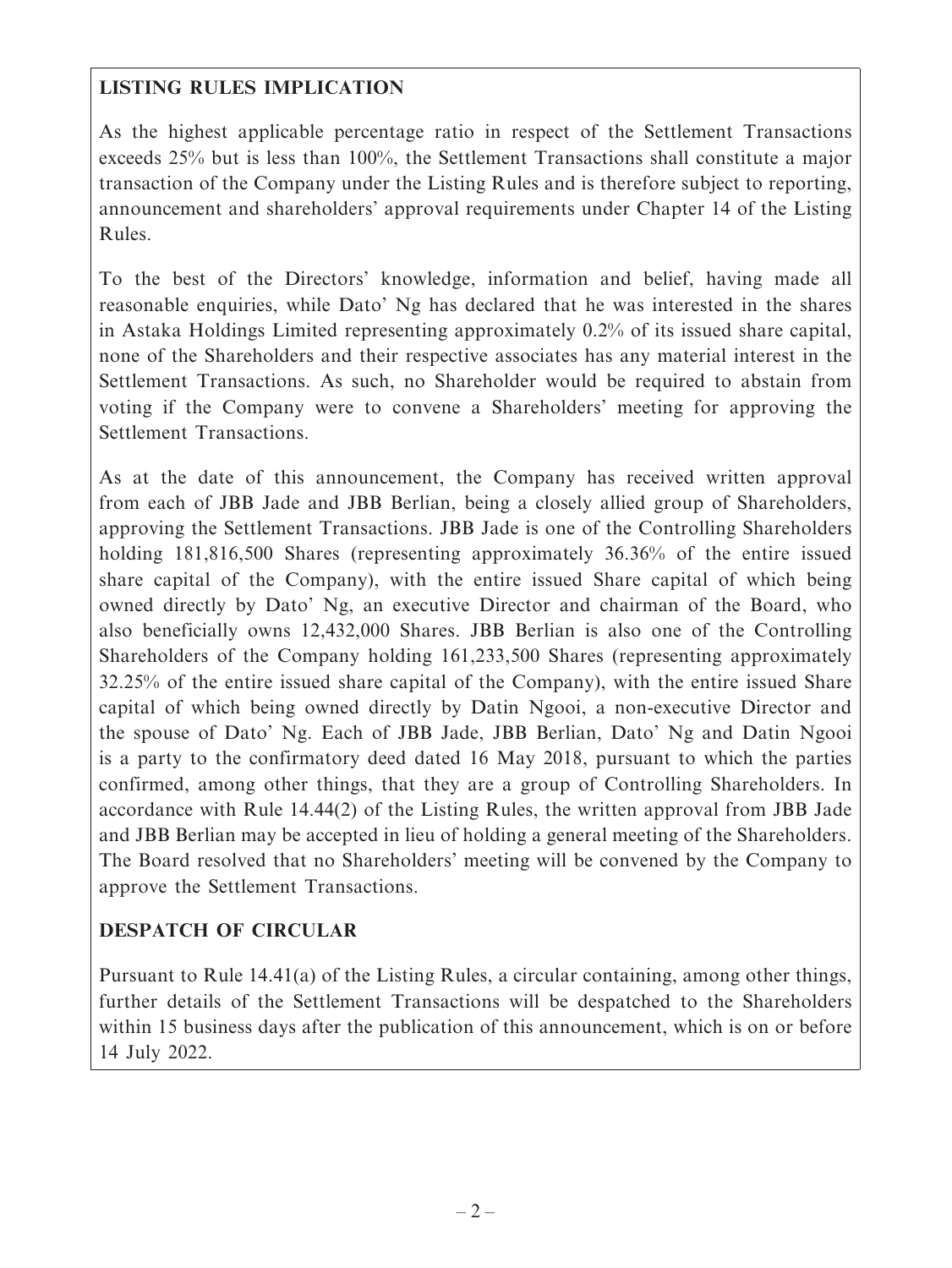**LISTING RULES IMPLICATION**

As the highest applicable percentage ratio in respect of the Settlement Transactions exceeds 25% but is less than 100%, the Settlement Transactions shall constitute a major transaction of the Company under the Listing Rules and is therefore subject to reporting, announcement and shareholders' approval requirements under Chapter 14 of the Listing Rules.

To the best of the Directors' knowledge, information and belief, having made all reasonable enquiries, while Dato' Ng has declared that he was interested in the shares in Astaka Holdings Limited representing approximately 0.2% of its issued share capital, none of the Shareholders and their respective associates has any material interest in the Settlement Transactions. As such, no Shareholder would be required to abstain from voting if the Company were to convene a Shareholders' meeting for approving the Settlement Transactions.

As at the date of this announcement, the Company has received written approval from each of JBB Jade and JBB Berlian, being a closely allied group of Shareholders, approving the Settlement Transactions. JBB Jade is one of the Controlling Shareholders holding 181,816,500 Shares (representing approximately 36.36% of the entire issued share capital of the Company), with the entire issued Share capital of which being owned directly by Dato' Ng, an executive Director and chairman of the Board, who also beneficially owns 12,432,000 Shares. JBB Berlian is also one of the Controlling Shareholders of the Company holding 161,233,500 Shares (representing approximately 32.25% of the entire issued share capital of the Company), with the entire issued Share capital of which being owned directly by Datin Ngooi, a non-executive Director and the spouse of Dato' Ng. Each of JBB Jade, JBB Berlian, Dato' Ng and Datin Ngooi is a party to the confirmatory deed dated 16 May 2018, pursuant to which the parties confirmed, among other things, that they are a group of Controlling Shareholders. In accordance with Rule 14.44(2) of the Listing Rules, the written approval from JBB Jade and JBB Berlian may be accepted in lieu of holding a general meeting of the Shareholders. The Board resolved that no Shareholders' meeting will be convened by the Company to approve the Settlement Transactions.

**DESPATCH OF CIRCULAR**

Pursuant to Rule 14.41(a) of the Listing Rules, a circular containing, among other things, further details of the Settlement Transactions will be despatched to the Shareholders within 15 business days after the publication of this announcement, which is on or before 14 July 2022.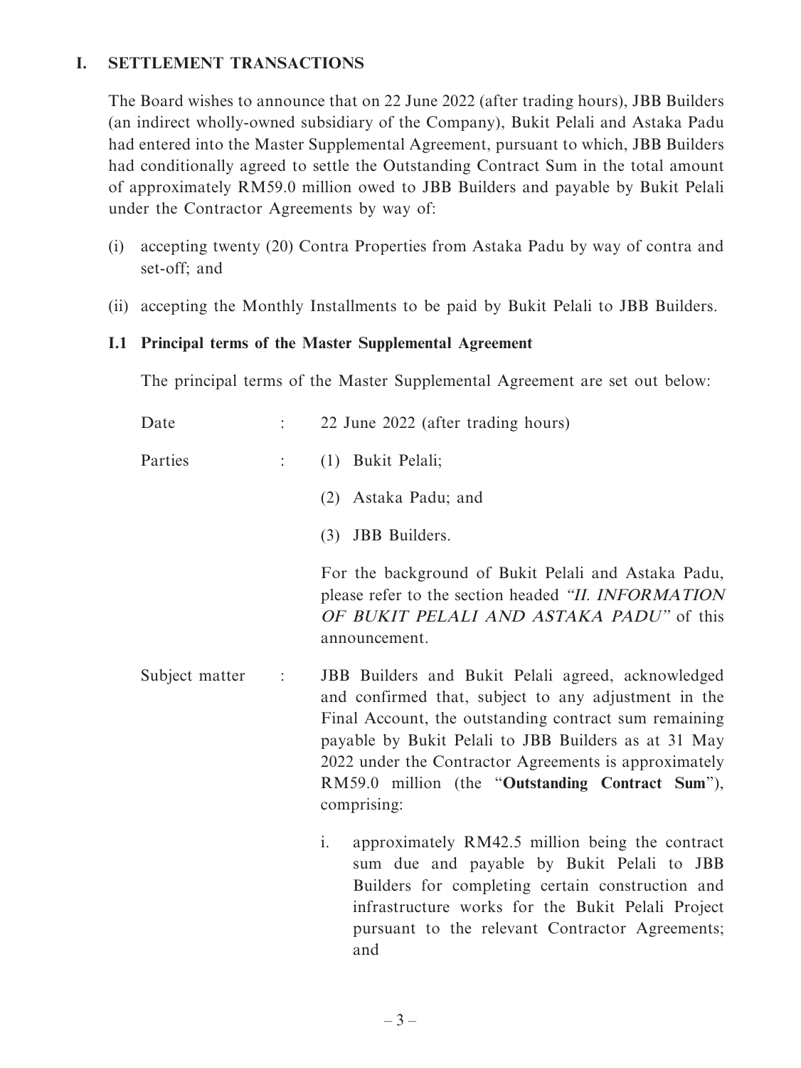## I. SETTLEMENT TRANSACTIONS

The Board wishes to announce that on 22 June 2022 (after trading hours), JBB Builders (an indirect wholly-owned subsidiary of the Company), Bukit Pelali and Astaka Padu had entered into the Master Supplemental Agreement, pursuant to which, JBB Builders had conditionally agreed to settle the Outstanding Contract Sum in the total amount of approximately RM59.0 million owed to JBB Builders and payable by Bukit Pelali under the Contractor Agreements by way of:

(i) accepting twenty (20) Contra Properties from Astaka Padu by way of contra and set-off; and

(ii) accepting the Monthly Installments to be paid by Bukit Pelali to JBB Builders.

### I.1 Principal terms of the Master Supplemental Agreement

The principal terms of the Master Supplemental Agreement are set out below:

Date : 22 June 2022 (after trading hours)

Parties :
(1) Bukit Pelali;
(2) Astaka Padu; and
(3) JBB Builders.

For the background of Bukit Pelali and Astaka Padu, please refer to the section headed *"II. INFORMATION OF BUKIT PELALI AND ASTAKA PADU"* of this announcement.

Subject matter : JBB Builders and Bukit Pelali agreed, acknowledged and confirmed that, subject to any adjustment in the Final Account, the outstanding contract sum remaining payable by Bukit Pelali to JBB Builders as at 31 May 2022 under the Contractor Agreements is approximately RM59.0 million (the "**Outstanding Contract Sum**"), comprising:

i. approximately RM42.5 million being the contract sum due and payable by Bukit Pelali to JBB Builders for completing certain construction and infrastructure works for the Bukit Pelali Project pursuant to the relevant Contractor Agreements; and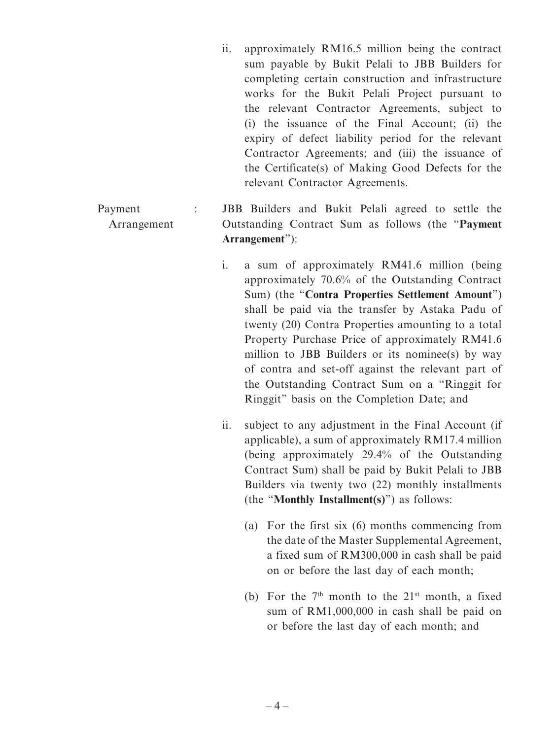ii. approximately RM16.5 million being the contract sum payable by Bukit Pelali to JBB Builders for completing certain construction and infrastructure works for the Bukit Pelali Project pursuant to the relevant Contractor Agreements, subject to (i) the issuance of the Final Account; (ii) the expiry of defect liability period for the relevant Contractor Agreements; and (iii) the issuance of the Certificate(s) of Making Good Defects for the relevant Contractor Agreements.

Payment Arrangement : JBB Builders and Bukit Pelali agreed to settle the Outstanding Contract Sum as follows (the "**Payment Arrangement**"):

i. a sum of approximately RM41.6 million (being approximately 70.6% of the Outstanding Contract Sum) (the "**Contra Properties Settlement Amount**") shall be paid via the transfer by Astaka Padu of twenty (20) Contra Properties amounting to a total Property Purchase Price of approximately RM41.6 million to JBB Builders or its nominee(s) by way of contra and set-off against the relevant part of the Outstanding Contract Sum on a "Ringgit for Ringgit" basis on the Completion Date; and

ii. subject to any adjustment in the Final Account (if applicable), a sum of approximately RM17.4 million (being approximately 29.4% of the Outstanding Contract Sum) shall be paid by Bukit Pelali to JBB Builders via twenty two (22) monthly installments (the "**Monthly Installment(s)**") as follows:

   (a) For the first six (6) months commencing from the date of the Master Supplemental Agreement, a fixed sum of RM300,000 in cash shall be paid on or before the last day of each month;

   (b) For the 7th month to the 21st month, a fixed sum of RM1,000,000 in cash shall be paid on or before the last day of each month; and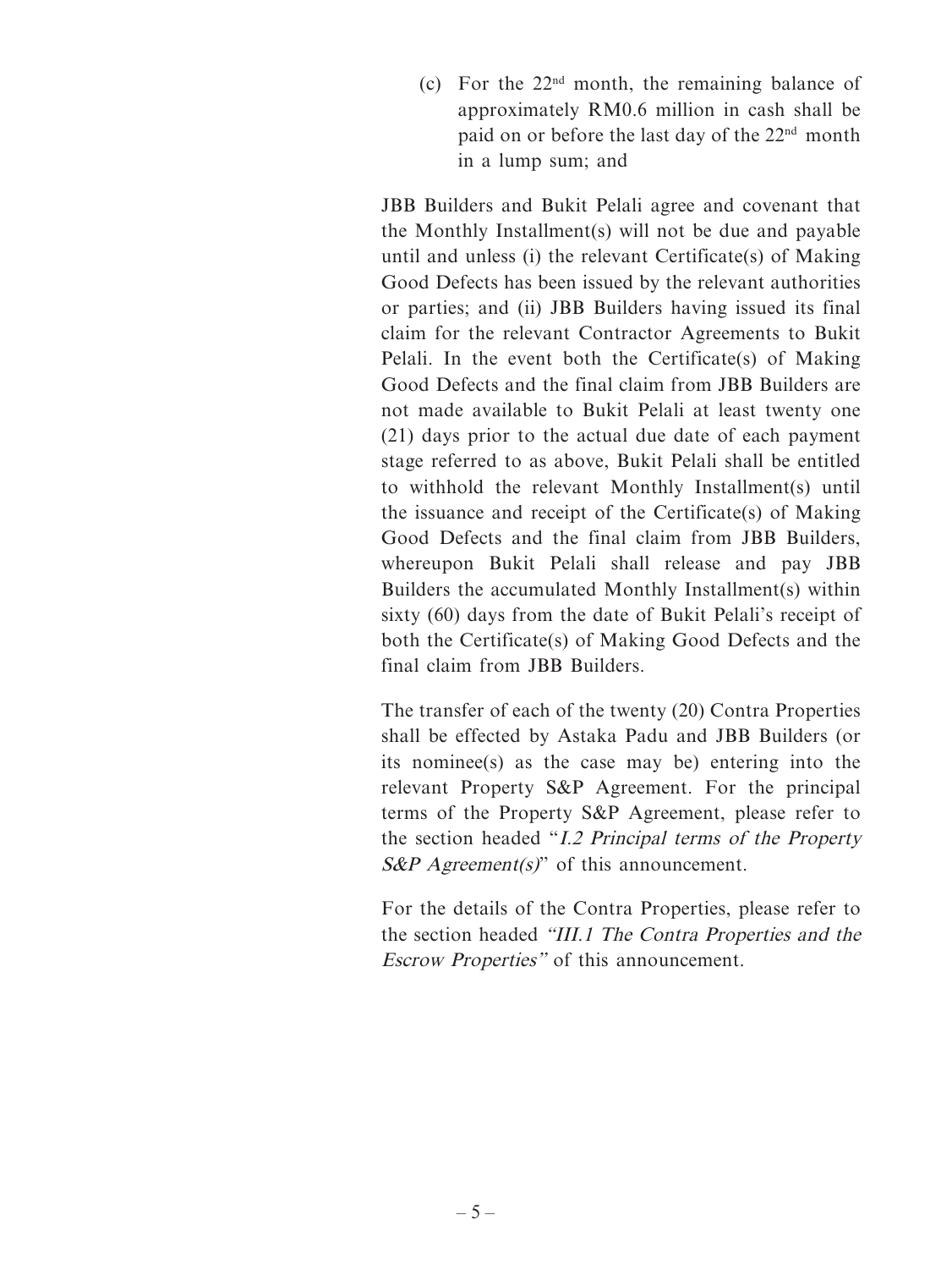(c) For the 22nd month, the remaining balance of approximately RM0.6 million in cash shall be paid on or before the last day of the 22nd month in a lump sum; and

JBB Builders and Bukit Pelali agree and covenant that the Monthly Installment(s) will not be due and payable until and unless (i) the relevant Certificate(s) of Making Good Defects has been issued by the relevant authorities or parties; and (ii) JBB Builders having issued its final claim for the relevant Contractor Agreements to Bukit Pelali. In the event both the Certificate(s) of Making Good Defects and the final claim from JBB Builders are not made available to Bukit Pelali at least twenty one (21) days prior to the actual due date of each payment stage referred to as above, Bukit Pelali shall be entitled to withhold the relevant Monthly Installment(s) until the issuance and receipt of the Certificate(s) of Making Good Defects and the final claim from JBB Builders, whereupon Bukit Pelali shall release and pay JBB Builders the accumulated Monthly Installment(s) within sixty (60) days from the date of Bukit Pelali's receipt of both the Certificate(s) of Making Good Defects and the final claim from JBB Builders.

The transfer of each of the twenty (20) Contra Properties shall be effected by Astaka Padu and JBB Builders (or its nominee(s) as the case may be) entering into the relevant Property S&P Agreement. For the principal terms of the Property S&P Agreement, please refer to the section headed "*I.2 Principal terms of the Property S&P Agreement(s)*" of this announcement.

For the details of the Contra Properties, please refer to the section headed *"III.1 The Contra Properties and the Escrow Properties"* of this announcement.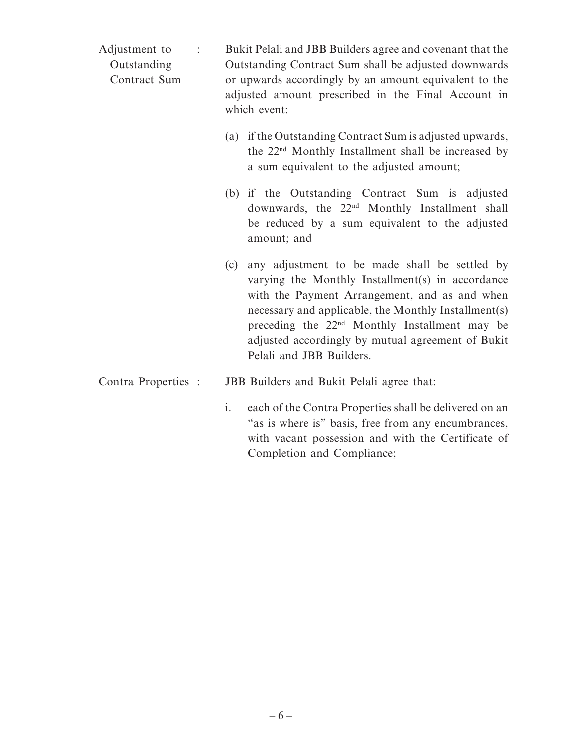| | | |
|---|---|---|
| Adjustment to Outstanding Contract Sum | : | Bukit Pelali and JBB Builders agree and covenant that the Outstanding Contract Sum shall be adjusted downwards or upwards accordingly by an amount equivalent to the adjusted amount prescribed in the Final Account in which event:<br><br>(a) if the Outstanding Contract Sum is adjusted upwards, the 22nd Monthly Installment shall be increased by a sum equivalent to the adjusted amount;<br><br>(b) if the Outstanding Contract Sum is adjusted downwards, the 22nd Monthly Installment shall be reduced by a sum equivalent to the adjusted amount; and<br><br>(c) any adjustment to be made shall be settled by varying the Monthly Installment(s) in accordance with the Payment Arrangement, and as and when necessary and applicable, the Monthly Installment(s) preceding the 22nd Monthly Installment may be adjusted accordingly by mutual agreement of Bukit Pelali and JBB Builders. |
| Contra Properties | : | JBB Builders and Bukit Pelali agree that:<br><br>i. each of the Contra Properties shall be delivered on an "as is where is" basis, free from any encumbrances, with vacant possession and with the Certificate of Completion and Compliance; |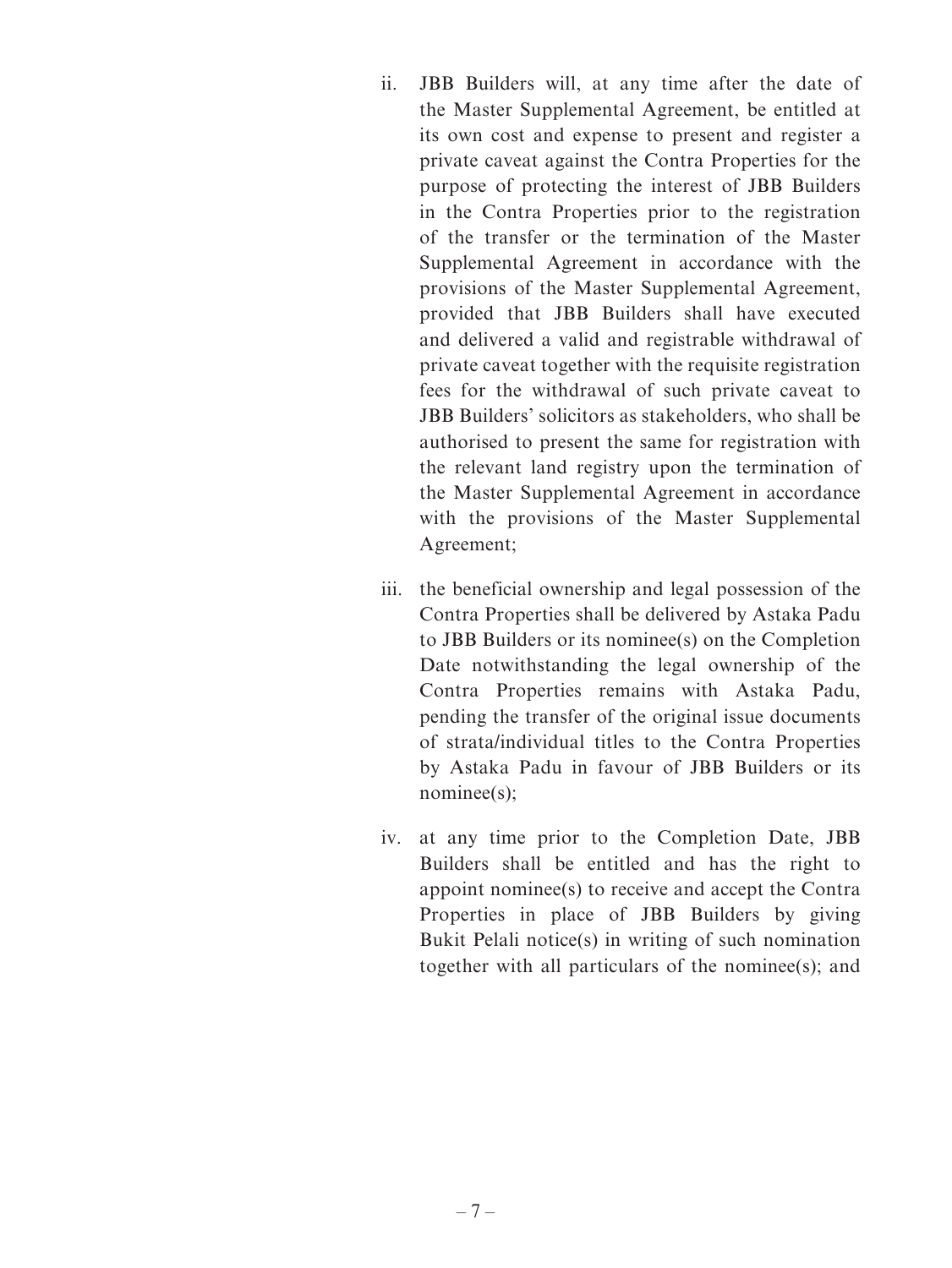ii. JBB Builders will, at any time after the date of the Master Supplemental Agreement, be entitled at its own cost and expense to present and register a private caveat against the Contra Properties for the purpose of protecting the interest of JBB Builders in the Contra Properties prior to the registration of the transfer or the termination of the Master Supplemental Agreement in accordance with the provisions of the Master Supplemental Agreement, provided that JBB Builders shall have executed and delivered a valid and registrable withdrawal of private caveat together with the requisite registration fees for the withdrawal of such private caveat to JBB Builders' solicitors as stakeholders, who shall be authorised to present the same for registration with the relevant land registry upon the termination of the Master Supplemental Agreement in accordance with the provisions of the Master Supplemental Agreement;

iii. the beneficial ownership and legal possession of the Contra Properties shall be delivered by Astaka Padu to JBB Builders or its nominee(s) on the Completion Date notwithstanding the legal ownership of the Contra Properties remains with Astaka Padu, pending the transfer of the original issue documents of strata/individual titles to the Contra Properties by Astaka Padu in favour of JBB Builders or its nominee(s);

iv. at any time prior to the Completion Date, JBB Builders shall be entitled and has the right to appoint nominee(s) to receive and accept the Contra Properties in place of JBB Builders by giving Bukit Pelali notice(s) in writing of such nomination together with all particulars of the nominee(s); and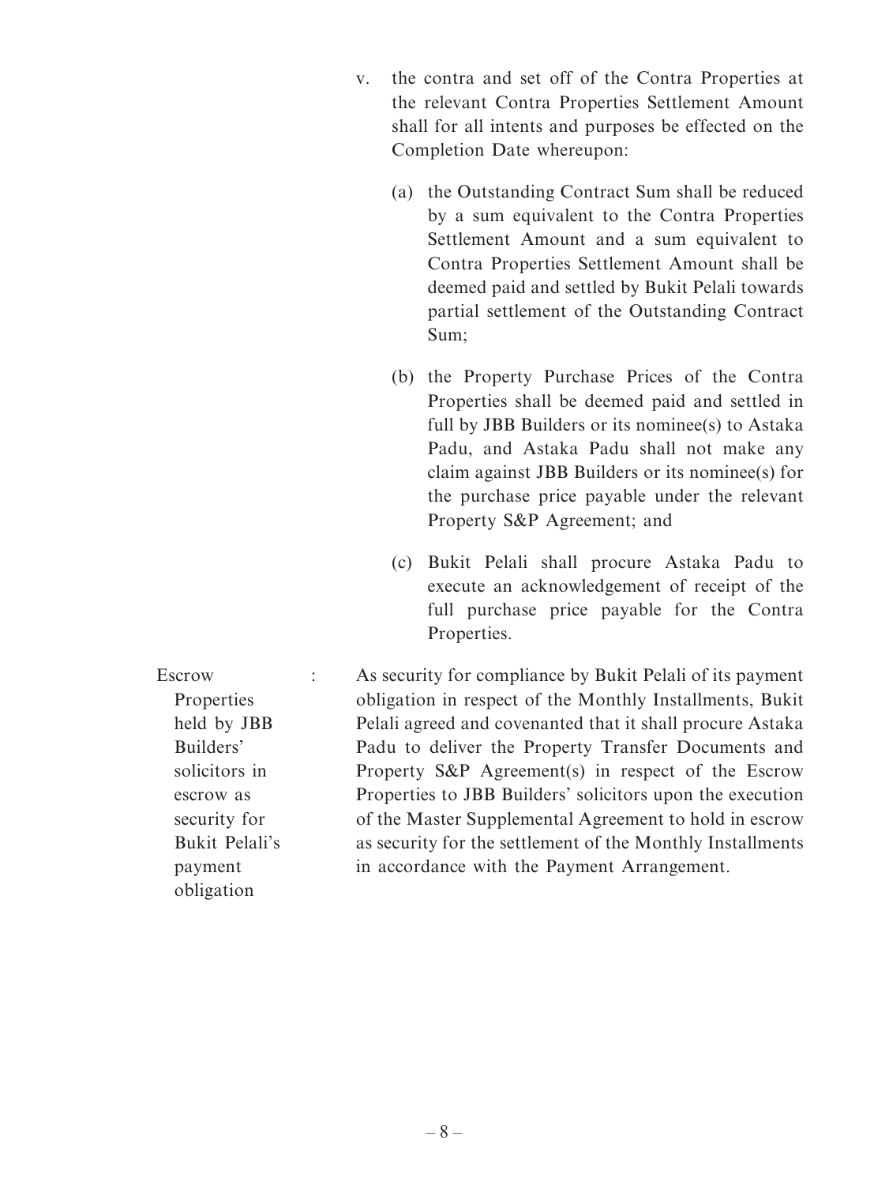v. the contra and set off of the Contra Properties at the relevant Contra Properties Settlement Amount shall for all intents and purposes be effected on the Completion Date whereupon:

   (a) the Outstanding Contract Sum shall be reduced by a sum equivalent to the Contra Properties Settlement Amount and a sum equivalent to Contra Properties Settlement Amount shall be deemed paid and settled by Bukit Pelali towards partial settlement of the Outstanding Contract Sum;

   (b) the Property Purchase Prices of the Contra Properties shall be deemed paid and settled in full by JBB Builders or its nominee(s) to Astaka Padu, and Astaka Padu shall not make any claim against JBB Builders or its nominee(s) for the purchase price payable under the relevant Property S&P Agreement; and

   (c) Bukit Pelali shall procure Astaka Padu to execute an acknowledgement of receipt of the full purchase price payable for the Contra Properties.

| | | |
|---|---|---|
| Escrow Properties held by JBB Builders' solicitors in escrow as security for Bukit Pelali's payment obligation | : | As security for compliance by Bukit Pelali of its payment obligation in respect of the Monthly Installments, Bukit Pelali agreed and covenanted that it shall procure Astaka Padu to deliver the Property Transfer Documents and Property S&P Agreement(s) in respect of the Escrow Properties to JBB Builders' solicitors upon the execution of the Master Supplemental Agreement to hold in escrow as security for the settlement of the Monthly Installments in accordance with the Payment Arrangement. |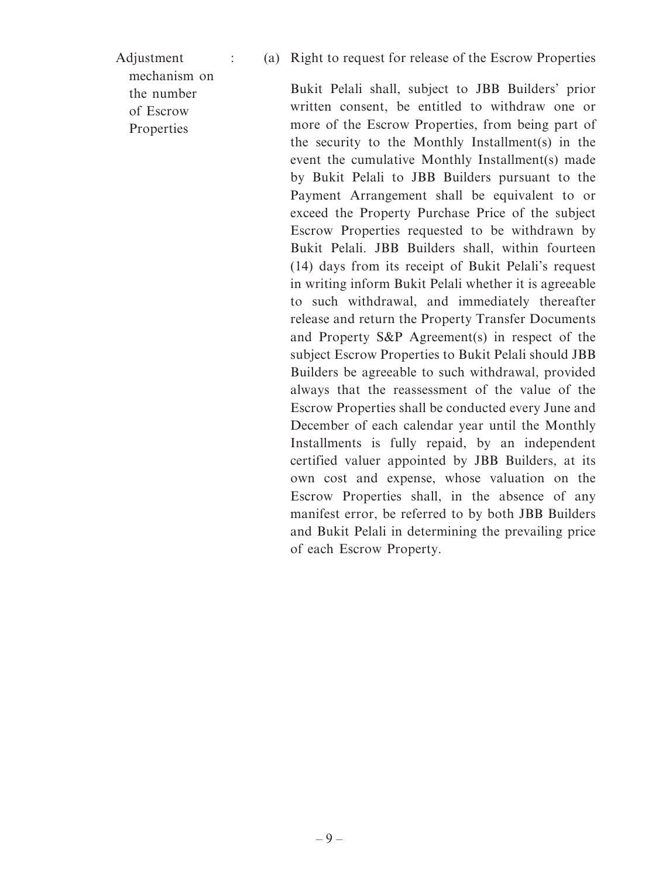Adjustment mechanism on the number of Escrow Properties :

(a) Right to request for release of the Escrow Properties

Bukit Pelali shall, subject to JBB Builders' prior written consent, be entitled to withdraw one or more of the Escrow Properties, from being part of the security to the Monthly Installment(s) in the event the cumulative Monthly Installment(s) made by Bukit Pelali to JBB Builders pursuant to the Payment Arrangement shall be equivalent to or exceed the Property Purchase Price of the subject Escrow Properties requested to be withdrawn by Bukit Pelali. JBB Builders shall, within fourteen (14) days from its receipt of Bukit Pelali's request in writing inform Bukit Pelali whether it is agreeable to such withdrawal, and immediately thereafter release and return the Property Transfer Documents and Property S&P Agreement(s) in respect of the subject Escrow Properties to Bukit Pelali should JBB Builders be agreeable to such withdrawal, provided always that the reassessment of the value of the Escrow Properties shall be conducted every June and December of each calendar year until the Monthly Installments is fully repaid, by an independent certified valuer appointed by JBB Builders, at its own cost and expense, whose valuation on the Escrow Properties shall, in the absence of any manifest error, be referred to by both JBB Builders and Bukit Pelali in determining the prevailing price of each Escrow Property.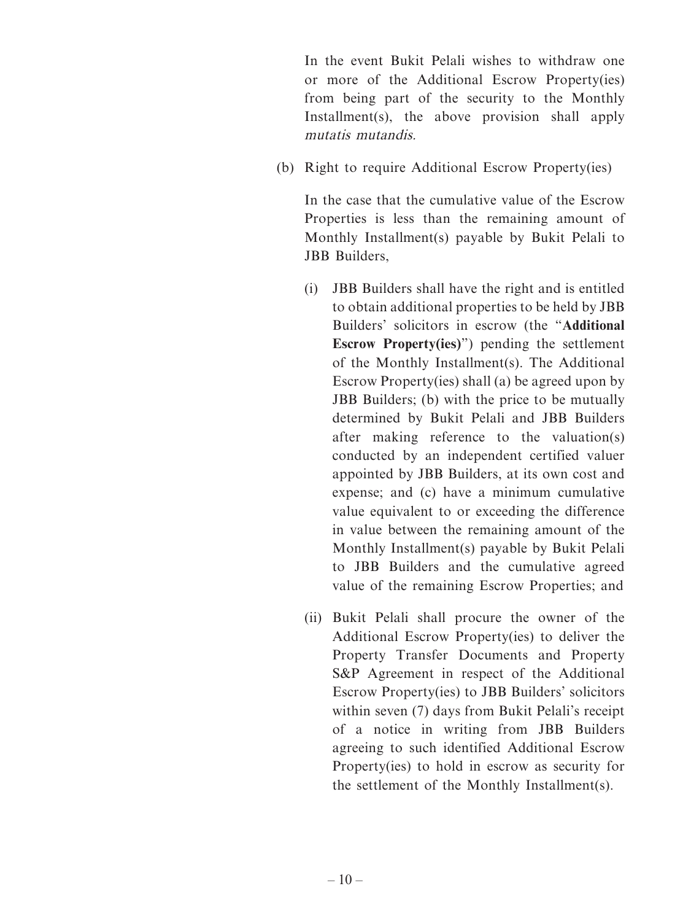In the event Bukit Pelali wishes to withdraw one or more of the Additional Escrow Property(ies) from being part of the security to the Monthly Installment(s), the above provision shall apply *mutatis mutandis*.

(b) Right to require Additional Escrow Property(ies)

In the case that the cumulative value of the Escrow Properties is less than the remaining amount of Monthly Installment(s) payable by Bukit Pelali to JBB Builders,

(i) JBB Builders shall have the right and is entitled to obtain additional properties to be held by JBB Builders' solicitors in escrow (the "**Additional Escrow Property(ies)**") pending the settlement of the Monthly Installment(s). The Additional Escrow Property(ies) shall (a) be agreed upon by JBB Builders; (b) with the price to be mutually determined by Bukit Pelali and JBB Builders after making reference to the valuation(s) conducted by an independent certified valuer appointed by JBB Builders, at its own cost and expense; and (c) have a minimum cumulative value equivalent to or exceeding the difference in value between the remaining amount of the Monthly Installment(s) payable by Bukit Pelali to JBB Builders and the cumulative agreed value of the remaining Escrow Properties; and

(ii) Bukit Pelali shall procure the owner of the Additional Escrow Property(ies) to deliver the Property Transfer Documents and Property S&P Agreement in respect of the Additional Escrow Property(ies) to JBB Builders' solicitors within seven (7) days from Bukit Pelali's receipt of a notice in writing from JBB Builders agreeing to such identified Additional Escrow Property(ies) to hold in escrow as security for the settlement of the Monthly Installment(s).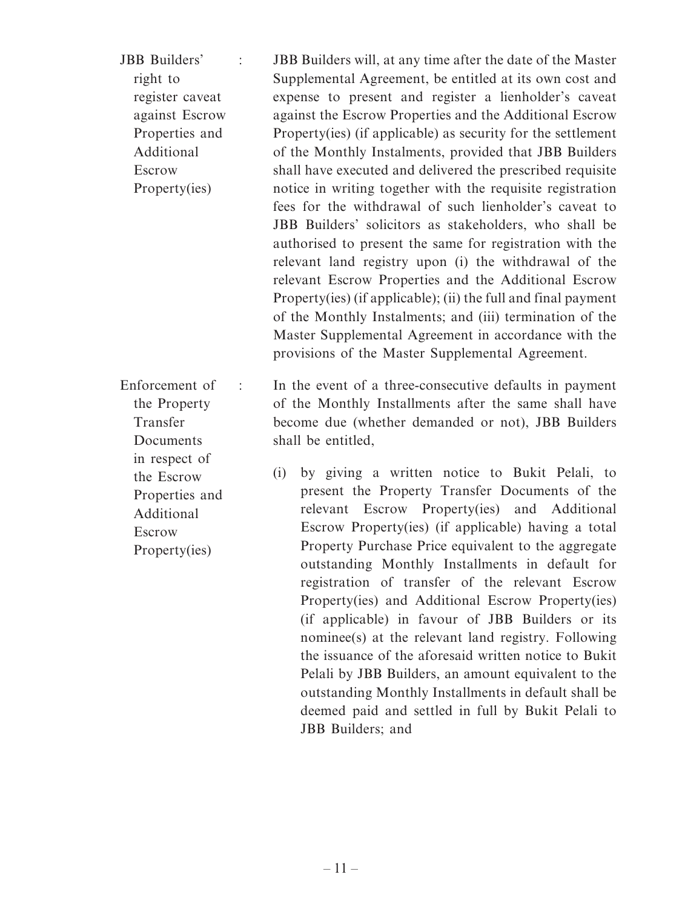| | | |
|---|---|---|
| JBB Builders' right to register caveat against Escrow Properties and Additional Escrow Property(ies) | : | JBB Builders will, at any time after the date of the Master Supplemental Agreement, be entitled at its own cost and expense to present and register a lienholder's caveat against the Escrow Properties and the Additional Escrow Property(ies) (if applicable) as security for the settlement of the Monthly Instalments, provided that JBB Builders shall have executed and delivered the prescribed requisite notice in writing together with the requisite registration fees for the withdrawal of such lienholder's caveat to JBB Builders' solicitors as stakeholders, who shall be authorised to present the same for registration with the relevant land registry upon (i) the withdrawal of the relevant Escrow Properties and the Additional Escrow Property(ies) (if applicable); (ii) the full and final payment of the Monthly Instalments; and (iii) termination of the Master Supplemental Agreement in accordance with the provisions of the Master Supplemental Agreement. |
| Enforcement of the Property Transfer Documents in respect of the Escrow Properties and Additional Escrow Property(ies) | : | In the event of a three-consecutive defaults in payment of the Monthly Installments after the same shall have become due (whether demanded or not), JBB Builders shall be entitled,<br><br>(i) by giving a written notice to Bukit Pelali, to present the Property Transfer Documents of the relevant Escrow Property(ies) and Additional Escrow Property(ies) (if applicable) having a total Property Purchase Price equivalent to the aggregate outstanding Monthly Installments in default for registration of transfer of the relevant Escrow Property(ies) and Additional Escrow Property(ies) (if applicable) in favour of JBB Builders or its nominee(s) at the relevant land registry. Following the issuance of the aforesaid written notice to Bukit Pelali by JBB Builders, an amount equivalent to the outstanding Monthly Installments in default shall be deemed paid and settled in full by Bukit Pelali to JBB Builders; and |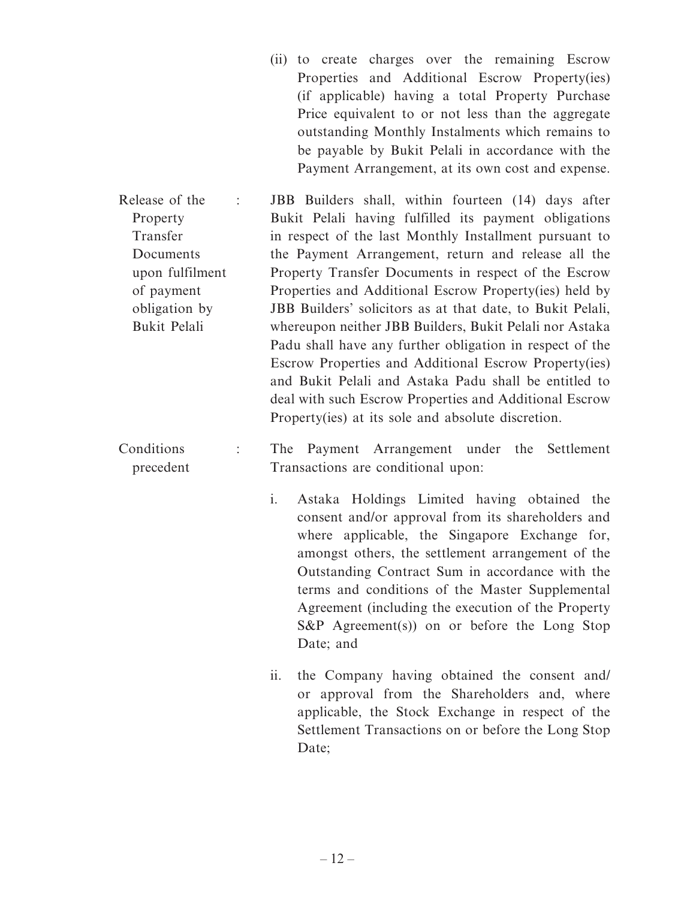(ii) to create charges over the remaining Escrow Properties and Additional Escrow Property(ies) (if applicable) having a total Property Purchase Price equivalent to or not less than the aggregate outstanding Monthly Instalments which remains to be payable by Bukit Pelali in accordance with the Payment Arrangement, at its own cost and expense.

| | | |
|---|---|---|
| Release of the Property Transfer Documents upon fulfilment of payment obligation by Bukit Pelali | : | JBB Builders shall, within fourteen (14) days after Bukit Pelali having fulfilled its payment obligations in respect of the last Monthly Installment pursuant to the Payment Arrangement, return and release all the Property Transfer Documents in respect of the Escrow Properties and Additional Escrow Property(ies) held by JBB Builders' solicitors as at that date, to Bukit Pelali, whereupon neither JBB Builders, Bukit Pelali nor Astaka Padu shall have any further obligation in respect of the Escrow Properties and Additional Escrow Property(ies) and Bukit Pelali and Astaka Padu shall be entitled to deal with such Escrow Properties and Additional Escrow Property(ies) at its sole and absolute discretion. |
| Conditions precedent | : | The Payment Arrangement under the Settlement Transactions are conditional upon: |

i. Astaka Holdings Limited having obtained the consent and/or approval from its shareholders and where applicable, the Singapore Exchange for, amongst others, the settlement arrangement of the Outstanding Contract Sum in accordance with the terms and conditions of the Master Supplemental Agreement (including the execution of the Property S&P Agreement(s)) on or before the Long Stop Date; and

ii. the Company having obtained the consent and/ or approval from the Shareholders and, where applicable, the Stock Exchange in respect of the Settlement Transactions on or before the Long Stop Date;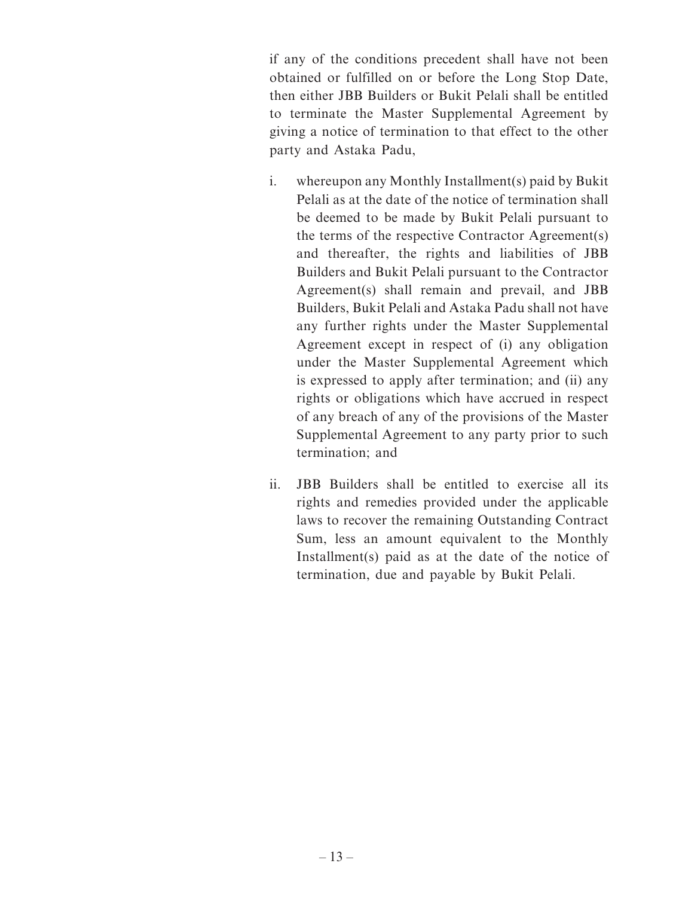if any of the conditions precedent shall have not been obtained or fulfilled on or before the Long Stop Date, then either JBB Builders or Bukit Pelali shall be entitled to terminate the Master Supplemental Agreement by giving a notice of termination to that effect to the other party and Astaka Padu,

i. whereupon any Monthly Installment(s) paid by Bukit Pelali as at the date of the notice of termination shall be deemed to be made by Bukit Pelali pursuant to the terms of the respective Contractor Agreement(s) and thereafter, the rights and liabilities of JBB Builders and Bukit Pelali pursuant to the Contractor Agreement(s) shall remain and prevail, and JBB Builders, Bukit Pelali and Astaka Padu shall not have any further rights under the Master Supplemental Agreement except in respect of (i) any obligation under the Master Supplemental Agreement which is expressed to apply after termination; and (ii) any rights or obligations which have accrued in respect of any breach of any of the provisions of the Master Supplemental Agreement to any party prior to such termination; and

ii. JBB Builders shall be entitled to exercise all its rights and remedies provided under the applicable laws to recover the remaining Outstanding Contract Sum, less an amount equivalent to the Monthly Installment(s) paid as at the date of the notice of termination, due and payable by Bukit Pelali.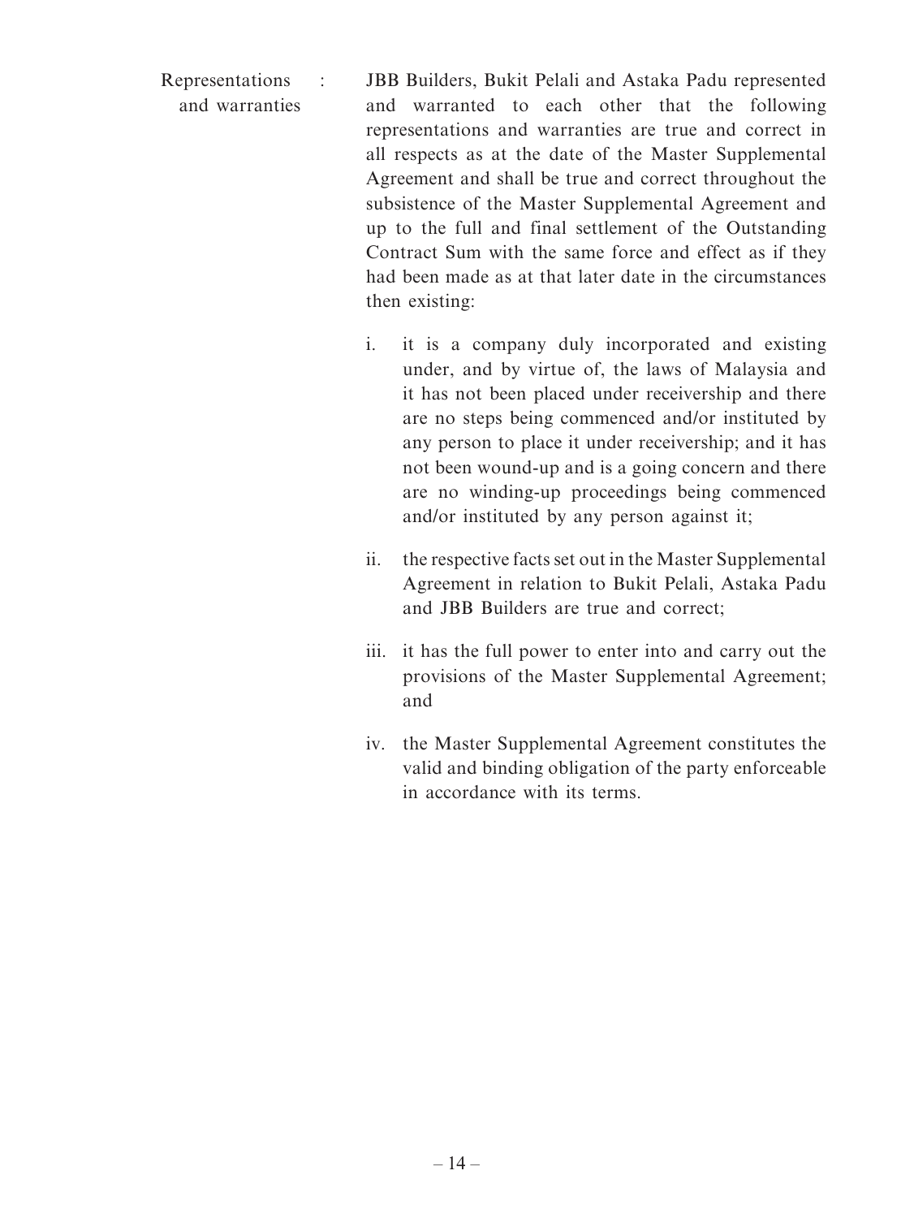Representations and warranties : JBB Builders, Bukit Pelali and Astaka Padu represented and warranted to each other that the following representations and warranties are true and correct in all respects as at the date of the Master Supplemental Agreement and shall be true and correct throughout the subsistence of the Master Supplemental Agreement and up to the full and final settlement of the Outstanding Contract Sum with the same force and effect as if they had been made as at that later date in the circumstances then existing:

i. it is a company duly incorporated and existing under, and by virtue of, the laws of Malaysia and it has not been placed under receivership and there are no steps being commenced and/or instituted by any person to place it under receivership; and it has not been wound-up and is a going concern and there are no winding-up proceedings being commenced and/or instituted by any person against it;

ii. the respective facts set out in the Master Supplemental Agreement in relation to Bukit Pelali, Astaka Padu and JBB Builders are true and correct;

iii. it has the full power to enter into and carry out the provisions of the Master Supplemental Agreement; and

iv. the Master Supplemental Agreement constitutes the valid and binding obligation of the party enforceable in accordance with its terms.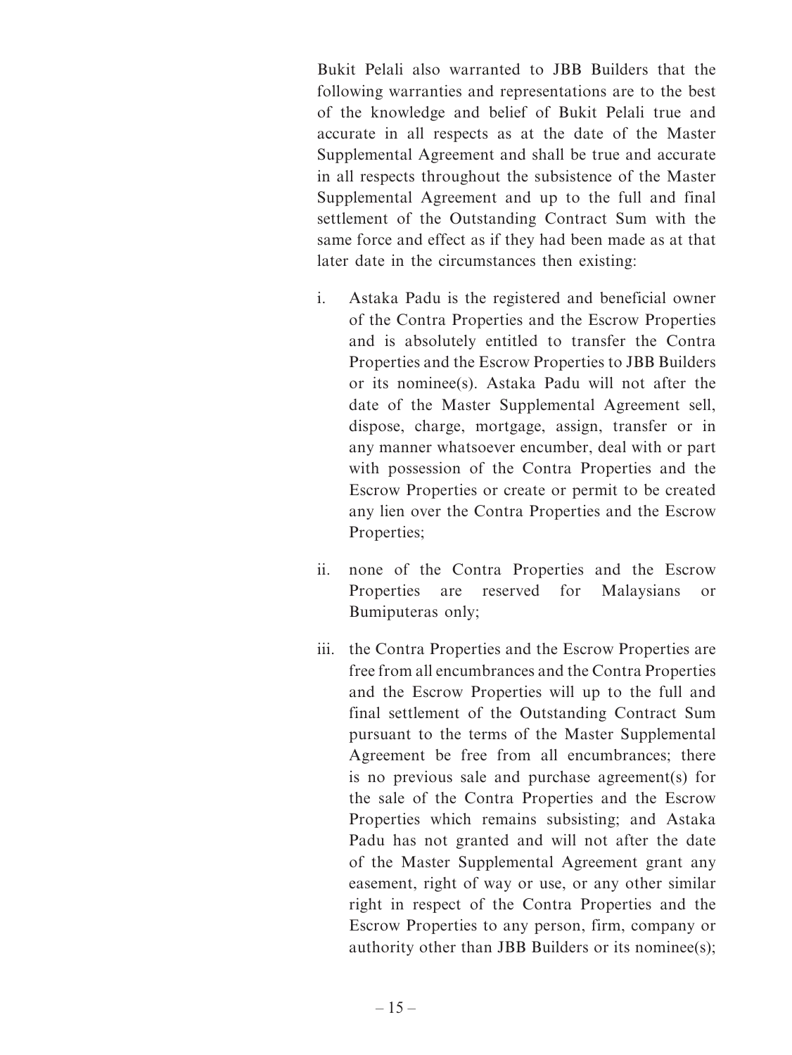Bukit Pelali also warranted to JBB Builders that the following warranties and representations are to the best of the knowledge and belief of Bukit Pelali true and accurate in all respects as at the date of the Master Supplemental Agreement and shall be true and accurate in all respects throughout the subsistence of the Master Supplemental Agreement and up to the full and final settlement of the Outstanding Contract Sum with the same force and effect as if they had been made as at that later date in the circumstances then existing:

i. Astaka Padu is the registered and beneficial owner of the Contra Properties and the Escrow Properties and is absolutely entitled to transfer the Contra Properties and the Escrow Properties to JBB Builders or its nominee(s). Astaka Padu will not after the date of the Master Supplemental Agreement sell, dispose, charge, mortgage, assign, transfer or in any manner whatsoever encumber, deal with or part with possession of the Contra Properties and the Escrow Properties or create or permit to be created any lien over the Contra Properties and the Escrow Properties;

ii. none of the Contra Properties and the Escrow Properties are reserved for Malaysians or Bumiputeras only;

iii. the Contra Properties and the Escrow Properties are free from all encumbrances and the Contra Properties and the Escrow Properties will up to the full and final settlement of the Outstanding Contract Sum pursuant to the terms of the Master Supplemental Agreement be free from all encumbrances; there is no previous sale and purchase agreement(s) for the sale of the Contra Properties and the Escrow Properties which remains subsisting; and Astaka Padu has not granted and will not after the date of the Master Supplemental Agreement grant any easement, right of way or use, or any other similar right in respect of the Contra Properties and the Escrow Properties to any person, firm, company or authority other than JBB Builders or its nominee(s);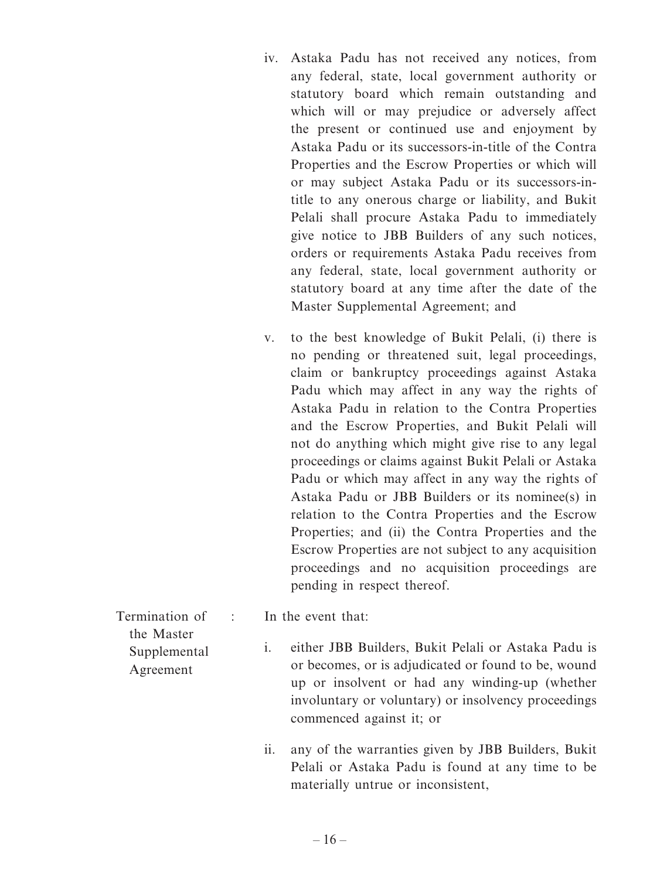iv. Astaka Padu has not received any notices, from any federal, state, local government authority or statutory board which remain outstanding and which will or may prejudice or adversely affect the present or continued use and enjoyment by Astaka Padu or its successors-in-title of the Contra Properties and the Escrow Properties or which will or may subject Astaka Padu or its successors-in-title to any onerous charge or liability, and Bukit Pelali shall procure Astaka Padu to immediately give notice to JBB Builders of any such notices, orders or requirements Astaka Padu receives from any federal, state, local government authority or statutory board at any time after the date of the Master Supplemental Agreement; and

v. to the best knowledge of Bukit Pelali, (i) there is no pending or threatened suit, legal proceedings, claim or bankruptcy proceedings against Astaka Padu which may affect in any way the rights of Astaka Padu in relation to the Contra Properties and the Escrow Properties, and Bukit Pelali will not do anything which might give rise to any legal proceedings or claims against Bukit Pelali or Astaka Padu or which may affect in any way the rights of Astaka Padu or JBB Builders or its nominee(s) in relation to the Contra Properties and the Escrow Properties; and (ii) the Contra Properties and the Escrow Properties are not subject to any acquisition proceedings and no acquisition proceedings are pending in respect thereof.

Termination of the Master Supplemental Agreement : In the event that:

i. either JBB Builders, Bukit Pelali or Astaka Padu is or becomes, or is adjudicated or found to be, wound up or insolvent or had any winding-up (whether involuntary or voluntary) or insolvency proceedings commenced against it; or

ii. any of the warranties given by JBB Builders, Bukit Pelali or Astaka Padu is found at any time to be materially untrue or inconsistent,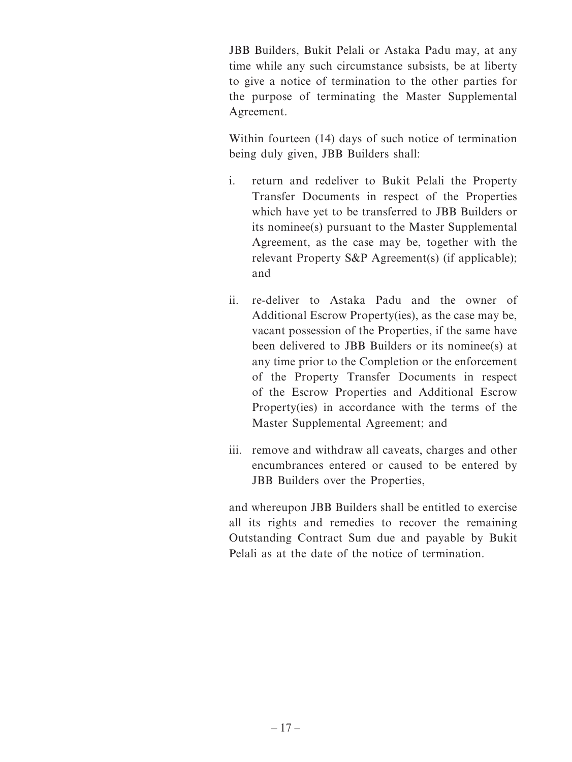JBB Builders, Bukit Pelali or Astaka Padu may, at any time while any such circumstance subsists, be at liberty to give a notice of termination to the other parties for the purpose of terminating the Master Supplemental Agreement.

Within fourteen (14) days of such notice of termination being duly given, JBB Builders shall:

i. return and redeliver to Bukit Pelali the Property Transfer Documents in respect of the Properties which have yet to be transferred to JBB Builders or its nominee(s) pursuant to the Master Supplemental Agreement, as the case may be, together with the relevant Property S&P Agreement(s) (if applicable); and

ii. re-deliver to Astaka Padu and the owner of Additional Escrow Property(ies), as the case may be, vacant possession of the Properties, if the same have been delivered to JBB Builders or its nominee(s) at any time prior to the Completion or the enforcement of the Property Transfer Documents in respect of the Escrow Properties and Additional Escrow Property(ies) in accordance with the terms of the Master Supplemental Agreement; and

iii. remove and withdraw all caveats, charges and other encumbrances entered or caused to be entered by JBB Builders over the Properties,

and whereupon JBB Builders shall be entitled to exercise all its rights and remedies to recover the remaining Outstanding Contract Sum due and payable by Bukit Pelali as at the date of the notice of termination.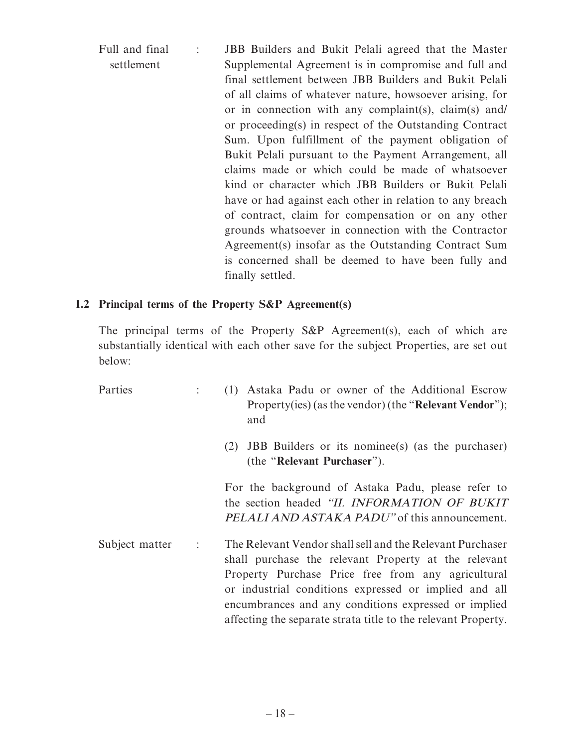| | | |
|---|---|---|
| Full and final settlement | : | JBB Builders and Bukit Pelali agreed that the Master Supplemental Agreement is in compromise and full and final settlement between JBB Builders and Bukit Pelali of all claims of whatever nature, howsoever arising, for or in connection with any complaint(s), claim(s) and/or proceeding(s) in respect of the Outstanding Contract Sum. Upon fulfillment of the payment obligation of Bukit Pelali pursuant to the Payment Arrangement, all claims made or which could be made of whatsoever kind or character which JBB Builders or Bukit Pelali have or had against each other in relation to any breach of contract, claim for compensation or on any other grounds whatsoever in connection with the Contractor Agreement(s) insofar as the Outstanding Contract Sum is concerned shall be deemed to have been fully and finally settled. |

### I.2 Principal terms of the Property S&P Agreement(s)

The principal terms of the Property S&P Agreement(s), each of which are substantially identical with each other save for the subject Properties, are set out below:

| | | |
|---|---|---|
| Parties | : | (1) Astaka Padu or owner of the Additional Escrow Property(ies) (as the vendor) (the "**Relevant Vendor**"); and<br><br>(2) JBB Builders or its nominee(s) (as the purchaser) (the "**Relevant Purchaser**").<br><br>For the background of Astaka Padu, please refer to the section headed *"II. INFORMATION OF BUKIT PELALI AND ASTAKA PADU"* of this announcement. |
| Subject matter | : | The Relevant Vendor shall sell and the Relevant Purchaser shall purchase the relevant Property at the relevant Property Purchase Price free from any agricultural or industrial conditions expressed or implied and all encumbrances and any conditions expressed or implied affecting the separate strata title to the relevant Property. |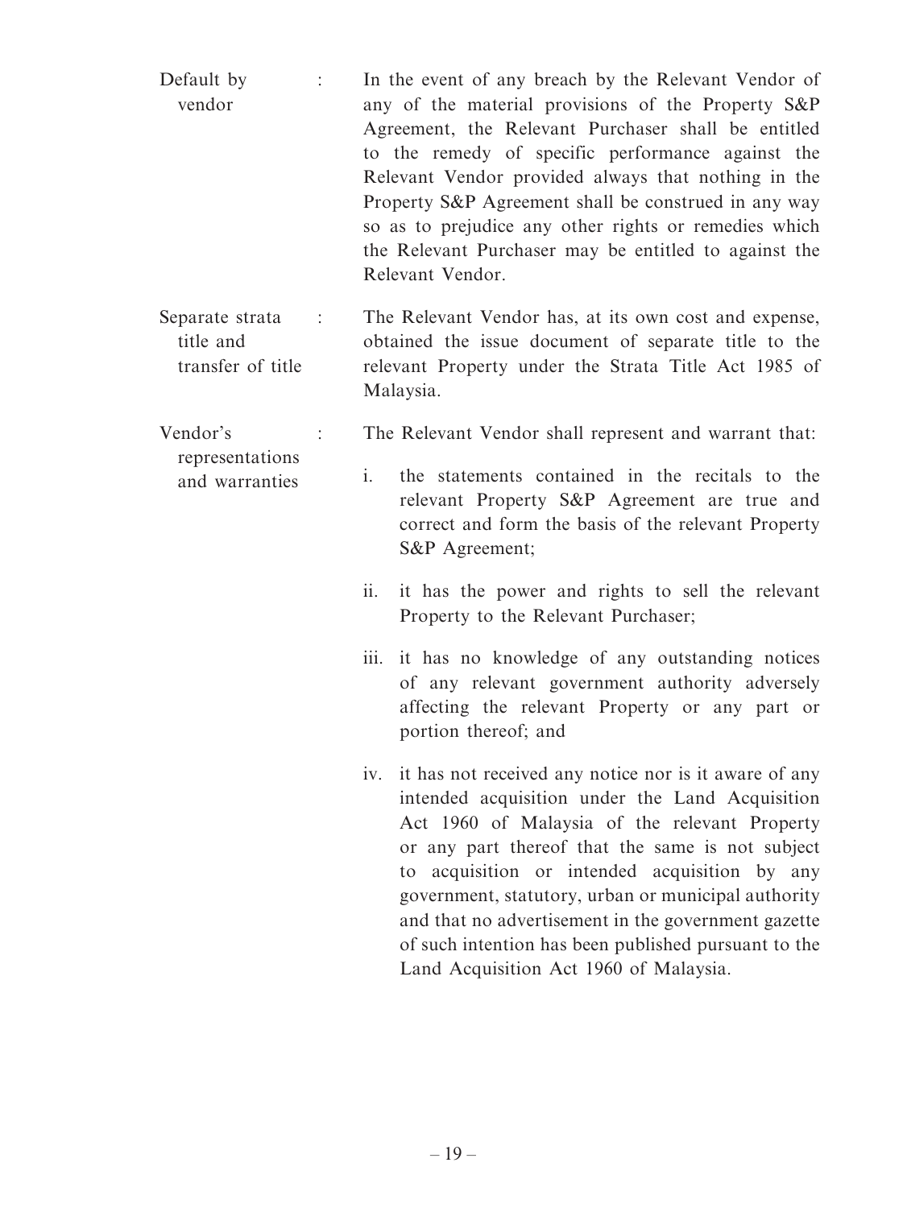Default by vendor : In the event of any breach by the Relevant Vendor of any of the material provisions of the Property S&P Agreement, the Relevant Purchaser shall be entitled to the remedy of specific performance against the Relevant Vendor provided always that nothing in the Property S&P Agreement shall be construed in any way so as to prejudice any other rights or remedies which the Relevant Purchaser may be entitled to against the Relevant Vendor.

Separate strata title and transfer of title : The Relevant Vendor has, at its own cost and expense, obtained the issue document of separate title to the relevant Property under the Strata Title Act 1985 of Malaysia.

Vendor's representations and warranties : The Relevant Vendor shall represent and warrant that:

i. the statements contained in the recitals to the relevant Property S&P Agreement are true and correct and form the basis of the relevant Property S&P Agreement;

ii. it has the power and rights to sell the relevant Property to the Relevant Purchaser;

iii. it has no knowledge of any outstanding notices of any relevant government authority adversely affecting the relevant Property or any part or portion thereof; and

iv. it has not received any notice nor is it aware of any intended acquisition under the Land Acquisition Act 1960 of Malaysia of the relevant Property or any part thereof that the same is not subject to acquisition or intended acquisition by any government, statutory, urban or municipal authority and that no advertisement in the government gazette of such intention has been published pursuant to the Land Acquisition Act 1960 of Malaysia.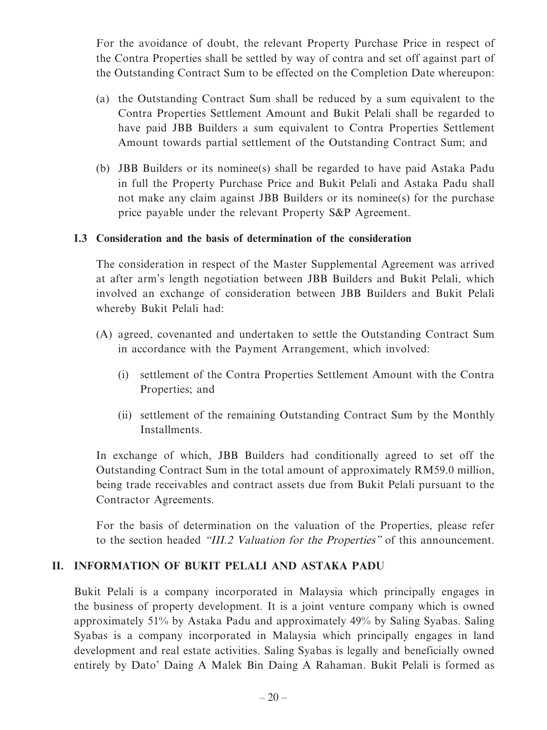For the avoidance of doubt, the relevant Property Purchase Price in respect of the Contra Properties shall be settled by way of contra and set off against part of the Outstanding Contract Sum to be effected on the Completion Date whereupon:

(a) the Outstanding Contract Sum shall be reduced by a sum equivalent to the Contra Properties Settlement Amount and Bukit Pelali shall be regarded to have paid JBB Builders a sum equivalent to Contra Properties Settlement Amount towards partial settlement of the Outstanding Contract Sum; and

(b) JBB Builders or its nominee(s) shall be regarded to have paid Astaka Padu in full the Property Purchase Price and Bukit Pelali and Astaka Padu shall not make any claim against JBB Builders or its nominee(s) for the purchase price payable under the relevant Property S&P Agreement.

### I.3 Consideration and the basis of determination of the consideration

The consideration in respect of the Master Supplemental Agreement was arrived at after arm's length negotiation between JBB Builders and Bukit Pelali, which involved an exchange of consideration between JBB Builders and Bukit Pelali whereby Bukit Pelali had:

(A) agreed, covenanted and undertaken to settle the Outstanding Contract Sum in accordance with the Payment Arrangement, which involved:

   (i) settlement of the Contra Properties Settlement Amount with the Contra Properties; and

   (ii) settlement of the remaining Outstanding Contract Sum by the Monthly Installments.

In exchange of which, JBB Builders had conditionally agreed to set off the Outstanding Contract Sum in the total amount of approximately RM59.0 million, being trade receivables and contract assets due from Bukit Pelali pursuant to the Contractor Agreements.

For the basis of determination on the valuation of the Properties, please refer to the section headed *"III.2 Valuation for the Properties"* of this announcement.

## II. INFORMATION OF BUKIT PELALI AND ASTAKA PADU

Bukit Pelali is a company incorporated in Malaysia which principally engages in the business of property development. It is a joint venture company which is owned approximately 51% by Astaka Padu and approximately 49% by Saling Syabas. Saling Syabas is a company incorporated in Malaysia which principally engages in land development and real estate activities. Saling Syabas is legally and beneficially owned entirely by Dato' Daing A Malek Bin Daing A Rahaman. Bukit Pelali is formed as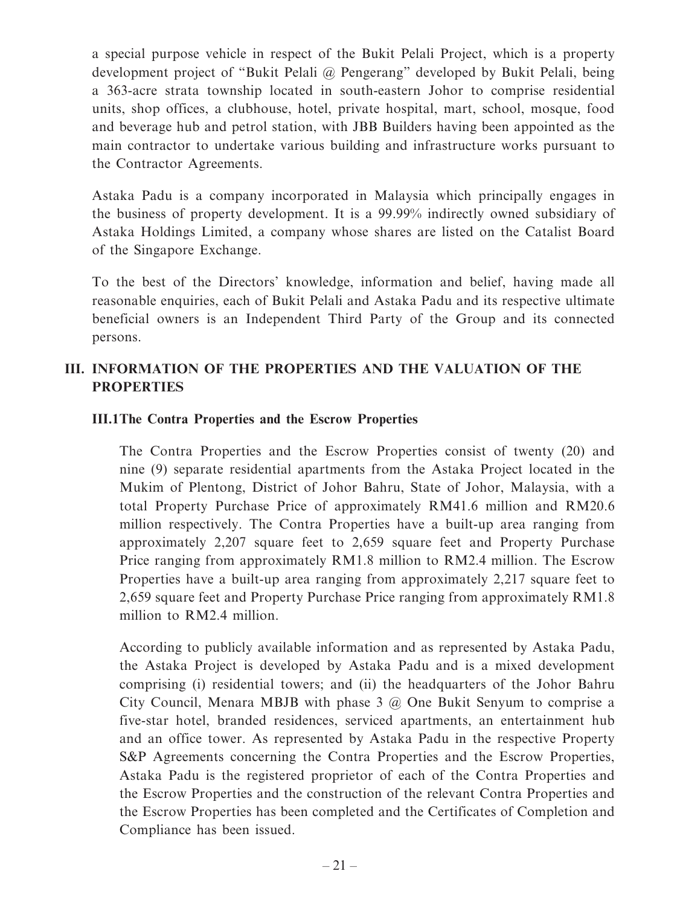a special purpose vehicle in respect of the Bukit Pelali Project, which is a property development project of "Bukit Pelali @ Pengerang" developed by Bukit Pelali, being a 363-acre strata township located in south-eastern Johor to comprise residential units, shop offices, a clubhouse, hotel, private hospital, mart, school, mosque, food and beverage hub and petrol station, with JBB Builders having been appointed as the main contractor to undertake various building and infrastructure works pursuant to the Contractor Agreements.

Astaka Padu is a company incorporated in Malaysia which principally engages in the business of property development. It is a 99.99% indirectly owned subsidiary of Astaka Holdings Limited, a company whose shares are listed on the Catalist Board of the Singapore Exchange.

To the best of the Directors' knowledge, information and belief, having made all reasonable enquiries, each of Bukit Pelali and Astaka Padu and its respective ultimate beneficial owners is an Independent Third Party of the Group and its connected persons.

## III. INFORMATION OF THE PROPERTIES AND THE VALUATION OF THE PROPERTIES

### III.1 The Contra Properties and the Escrow Properties

The Contra Properties and the Escrow Properties consist of twenty (20) and nine (9) separate residential apartments from the Astaka Project located in the Mukim of Plentong, District of Johor Bahru, State of Johor, Malaysia, with a total Property Purchase Price of approximately RM41.6 million and RM20.6 million respectively. The Contra Properties have a built-up area ranging from approximately 2,207 square feet to 2,659 square feet and Property Purchase Price ranging from approximately RM1.8 million to RM2.4 million. The Escrow Properties have a built-up area ranging from approximately 2,217 square feet to 2,659 square feet and Property Purchase Price ranging from approximately RM1.8 million to RM2.4 million.

According to publicly available information and as represented by Astaka Padu, the Astaka Project is developed by Astaka Padu and is a mixed development comprising (i) residential towers; and (ii) the headquarters of the Johor Bahru City Council, Menara MBJB with phase 3 @ One Bukit Senyum to comprise a five-star hotel, branded residences, serviced apartments, an entertainment hub and an office tower. As represented by Astaka Padu in the respective Property S&P Agreements concerning the Contra Properties and the Escrow Properties, Astaka Padu is the registered proprietor of each of the Contra Properties and the Escrow Properties and the construction of the relevant Contra Properties and the Escrow Properties has been completed and the Certificates of Completion and Compliance has been issued.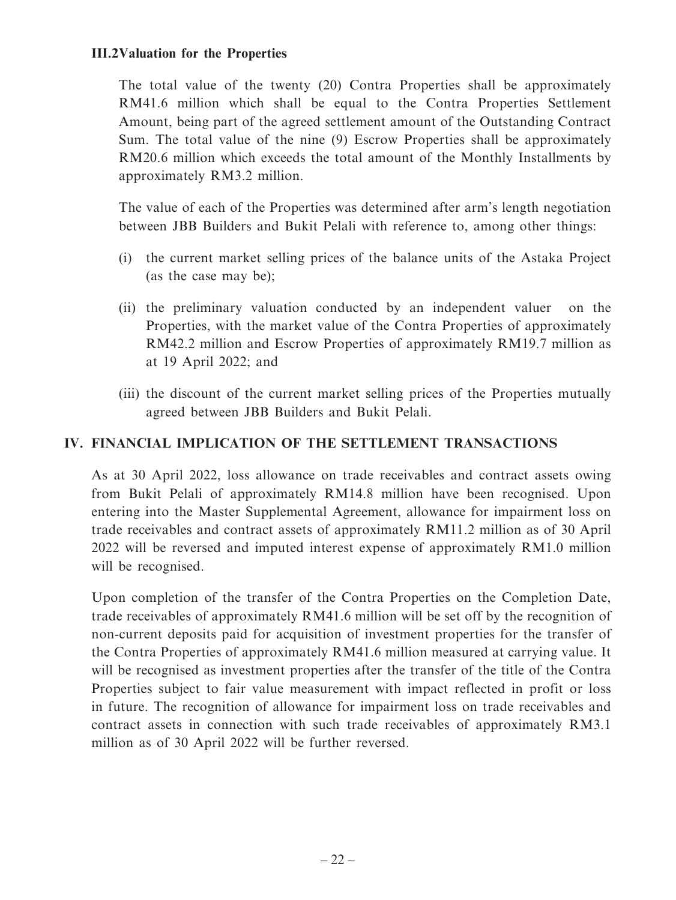### III.2Valuation for the Properties

The total value of the twenty (20) Contra Properties shall be approximately RM41.6 million which shall be equal to the Contra Properties Settlement Amount, being part of the agreed settlement amount of the Outstanding Contract Sum. The total value of the nine (9) Escrow Properties shall be approximately RM20.6 million which exceeds the total amount of the Monthly Installments by approximately RM3.2 million.

The value of each of the Properties was determined after arm's length negotiation between JBB Builders and Bukit Pelali with reference to, among other things:

(i) the current market selling prices of the balance units of the Astaka Project (as the case may be);

(ii) the preliminary valuation conducted by an independent valuer on the Properties, with the market value of the Contra Properties of approximately RM42.2 million and Escrow Properties of approximately RM19.7 million as at 19 April 2022; and

(iii) the discount of the current market selling prices of the Properties mutually agreed between JBB Builders and Bukit Pelali.

## IV. FINANCIAL IMPLICATION OF THE SETTLEMENT TRANSACTIONS

As at 30 April 2022, loss allowance on trade receivables and contract assets owing from Bukit Pelali of approximately RM14.8 million have been recognised. Upon entering into the Master Supplemental Agreement, allowance for impairment loss on trade receivables and contract assets of approximately RM11.2 million as of 30 April 2022 will be reversed and imputed interest expense of approximately RM1.0 million will be recognised.

Upon completion of the transfer of the Contra Properties on the Completion Date, trade receivables of approximately RM41.6 million will be set off by the recognition of non-current deposits paid for acquisition of investment properties for the transfer of the Contra Properties of approximately RM41.6 million measured at carrying value. It will be recognised as investment properties after the transfer of the title of the Contra Properties subject to fair value measurement with impact reflected in profit or loss in future. The recognition of allowance for impairment loss on trade receivables and contract assets in connection with such trade receivables of approximately RM3.1 million as of 30 April 2022 will be further reversed.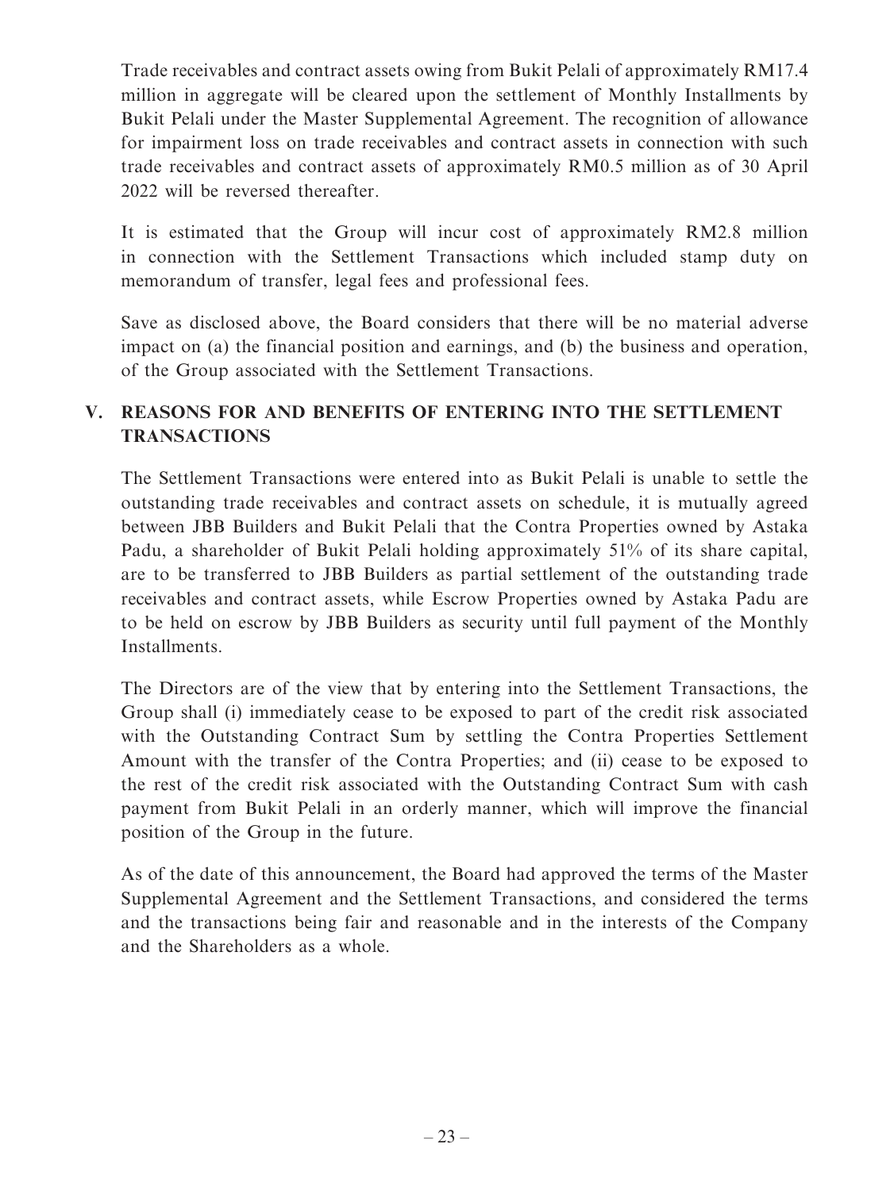Trade receivables and contract assets owing from Bukit Pelali of approximately RM17.4 million in aggregate will be cleared upon the settlement of Monthly Installments by Bukit Pelali under the Master Supplemental Agreement. The recognition of allowance for impairment loss on trade receivables and contract assets in connection with such trade receivables and contract assets of approximately RM0.5 million as of 30 April 2022 will be reversed thereafter.

It is estimated that the Group will incur cost of approximately RM2.8 million in connection with the Settlement Transactions which included stamp duty on memorandum of transfer, legal fees and professional fees.

Save as disclosed above, the Board considers that there will be no material adverse impact on (a) the financial position and earnings, and (b) the business and operation, of the Group associated with the Settlement Transactions.

## V. REASONS FOR AND BENEFITS OF ENTERING INTO THE SETTLEMENT TRANSACTIONS

The Settlement Transactions were entered into as Bukit Pelali is unable to settle the outstanding trade receivables and contract assets on schedule, it is mutually agreed between JBB Builders and Bukit Pelali that the Contra Properties owned by Astaka Padu, a shareholder of Bukit Pelali holding approximately 51% of its share capital, are to be transferred to JBB Builders as partial settlement of the outstanding trade receivables and contract assets, while Escrow Properties owned by Astaka Padu are to be held on escrow by JBB Builders as security until full payment of the Monthly Installments.

The Directors are of the view that by entering into the Settlement Transactions, the Group shall (i) immediately cease to be exposed to part of the credit risk associated with the Outstanding Contract Sum by settling the Contra Properties Settlement Amount with the transfer of the Contra Properties; and (ii) cease to be exposed to the rest of the credit risk associated with the Outstanding Contract Sum with cash payment from Bukit Pelali in an orderly manner, which will improve the financial position of the Group in the future.

As of the date of this announcement, the Board had approved the terms of the Master Supplemental Agreement and the Settlement Transactions, and considered the terms and the transactions being fair and reasonable and in the interests of the Company and the Shareholders as a whole.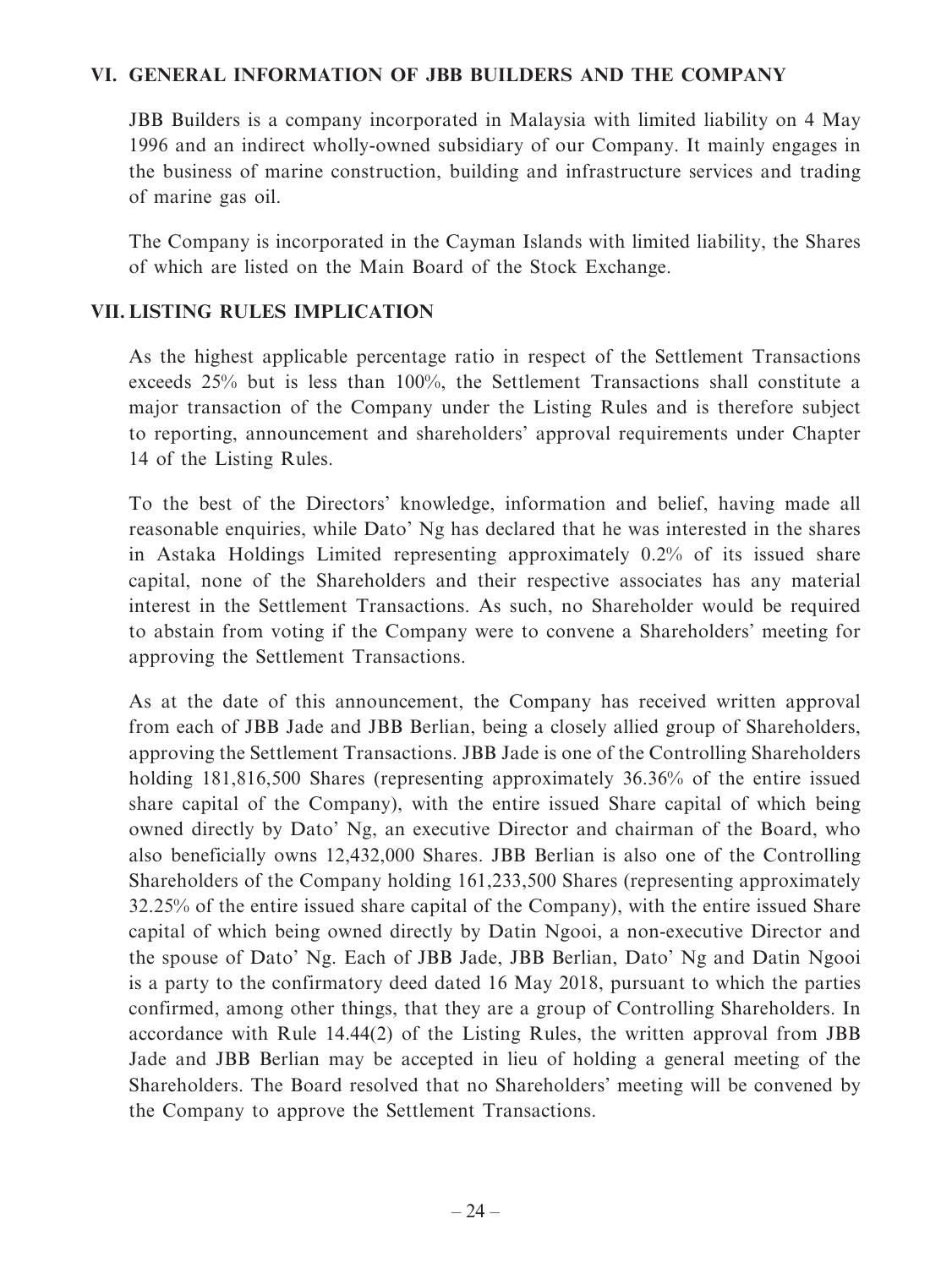## VI. GENERAL INFORMATION OF JBB BUILDERS AND THE COMPANY

JBB Builders is a company incorporated in Malaysia with limited liability on 4 May 1996 and an indirect wholly-owned subsidiary of our Company. It mainly engages in the business of marine construction, building and infrastructure services and trading of marine gas oil.

The Company is incorporated in the Cayman Islands with limited liability, the Shares of which are listed on the Main Board of the Stock Exchange.

## VII. LISTING RULES IMPLICATION

As the highest applicable percentage ratio in respect of the Settlement Transactions exceeds 25% but is less than 100%, the Settlement Transactions shall constitute a major transaction of the Company under the Listing Rules and is therefore subject to reporting, announcement and shareholders' approval requirements under Chapter 14 of the Listing Rules.

To the best of the Directors' knowledge, information and belief, having made all reasonable enquiries, while Dato' Ng has declared that he was interested in the shares in Astaka Holdings Limited representing approximately 0.2% of its issued share capital, none of the Shareholders and their respective associates has any material interest in the Settlement Transactions. As such, no Shareholder would be required to abstain from voting if the Company were to convene a Shareholders' meeting for approving the Settlement Transactions.

As at the date of this announcement, the Company has received written approval from each of JBB Jade and JBB Berlian, being a closely allied group of Shareholders, approving the Settlement Transactions. JBB Jade is one of the Controlling Shareholders holding 181,816,500 Shares (representing approximately 36.36% of the entire issued share capital of the Company), with the entire issued Share capital of which being owned directly by Dato' Ng, an executive Director and chairman of the Board, who also beneficially owns 12,432,000 Shares. JBB Berlian is also one of the Controlling Shareholders of the Company holding 161,233,500 Shares (representing approximately 32.25% of the entire issued share capital of the Company), with the entire issued Share capital of which being owned directly by Datin Ngooi, a non-executive Director and the spouse of Dato' Ng. Each of JBB Jade, JBB Berlian, Dato' Ng and Datin Ngooi is a party to the confirmatory deed dated 16 May 2018, pursuant to which the parties confirmed, among other things, that they are a group of Controlling Shareholders. In accordance with Rule 14.44(2) of the Listing Rules, the written approval from JBB Jade and JBB Berlian may be accepted in lieu of holding a general meeting of the Shareholders. The Board resolved that no Shareholders' meeting will be convened by the Company to approve the Settlement Transactions.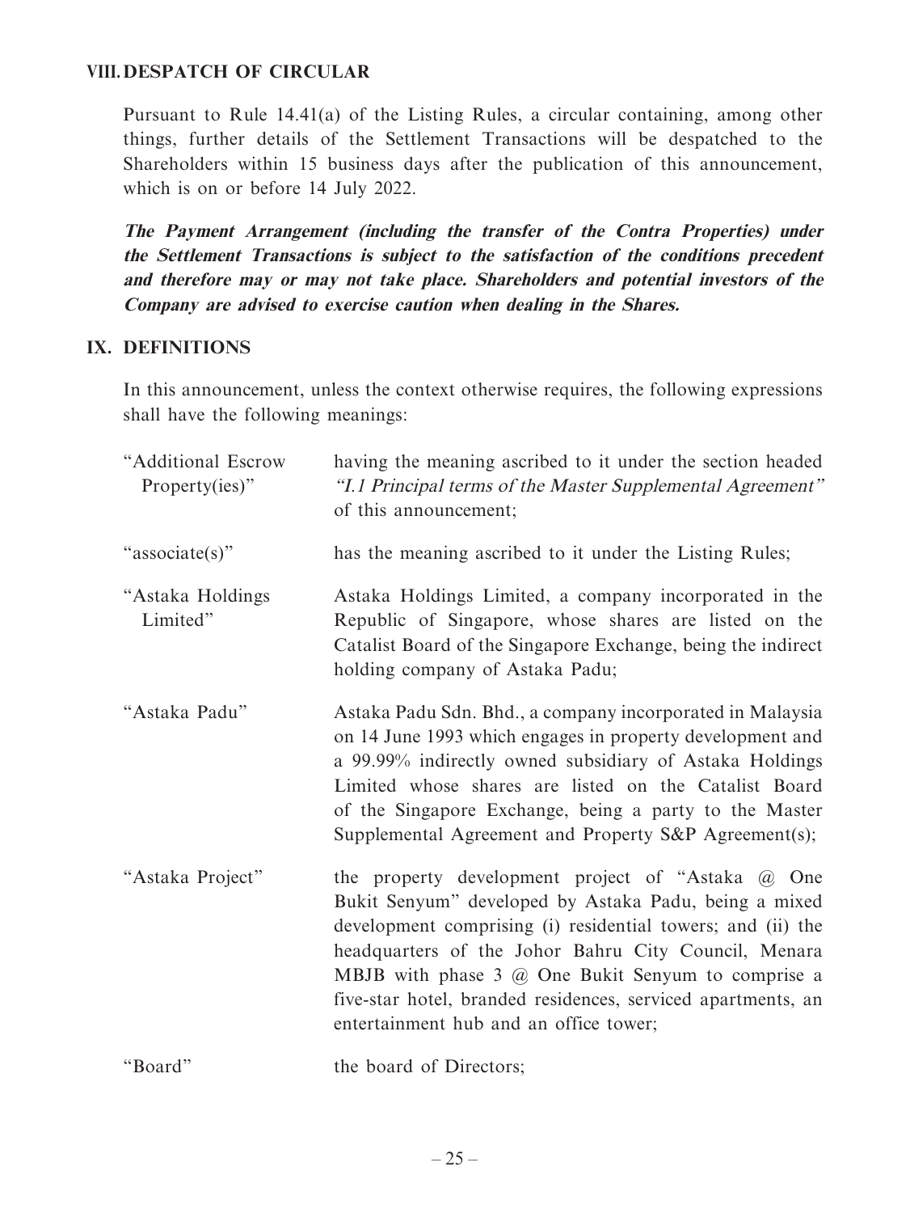## VIII. DESPATCH OF CIRCULAR

Pursuant to Rule 14.41(a) of the Listing Rules, a circular containing, among other things, further details of the Settlement Transactions will be despatched to the Shareholders within 15 business days after the publication of this announcement, which is on or before 14 July 2022.

***The Payment Arrangement (including the transfer of the Contra Properties) under the Settlement Transactions is subject to the satisfaction of the conditions precedent and therefore may or may not take place. Shareholders and potential investors of the Company are advised to exercise caution when dealing in the Shares.***

## IX. DEFINITIONS

In this announcement, unless the context otherwise requires, the following expressions shall have the following meanings:

| | |
|---|---|
| "Additional Escrow Property(ies)" | having the meaning ascribed to it under the section headed *"I.1 Principal terms of the Master Supplemental Agreement"* of this announcement; |
| "associate(s)" | has the meaning ascribed to it under the Listing Rules; |
| "Astaka Holdings Limited" | Astaka Holdings Limited, a company incorporated in the Republic of Singapore, whose shares are listed on the Catalist Board of the Singapore Exchange, being the indirect holding company of Astaka Padu; |
| "Astaka Padu" | Astaka Padu Sdn. Bhd., a company incorporated in Malaysia on 14 June 1993 which engages in property development and a 99.99% indirectly owned subsidiary of Astaka Holdings Limited whose shares are listed on the Catalist Board of the Singapore Exchange, being a party to the Master Supplemental Agreement and Property S&P Agreement(s); |
| "Astaka Project" | the property development project of "Astaka @ One Bukit Senyum" developed by Astaka Padu, being a mixed development comprising (i) residential towers; and (ii) the headquarters of the Johor Bahru City Council, Menara MBJB with phase 3 @ One Bukit Senyum to comprise a five-star hotel, branded residences, serviced apartments, an entertainment hub and an office tower; |
| "Board" | the board of Directors; |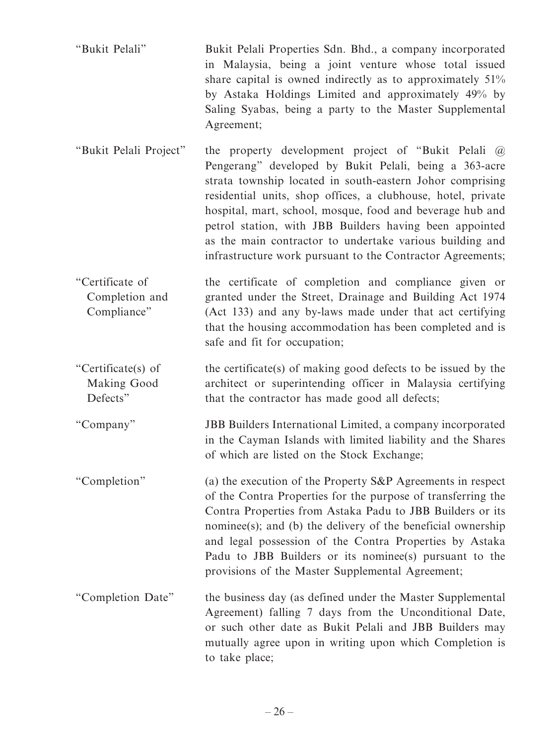| | |
|---|---|
| "Bukit Pelali" | Bukit Pelali Properties Sdn. Bhd., a company incorporated in Malaysia, being a joint venture whose total issued share capital is owned indirectly as to approximately 51% by Astaka Holdings Limited and approximately 49% by Saling Syabas, being a party to the Master Supplemental Agreement; |
| "Bukit Pelali Project" | the property development project of "Bukit Pelali @ Pengerang" developed by Bukit Pelali, being a 363-acre strata township located in south-eastern Johor comprising residential units, shop offices, a clubhouse, hotel, private hospital, mart, school, mosque, food and beverage hub and petrol station, with JBB Builders having been appointed as the main contractor to undertake various building and infrastructure work pursuant to the Contractor Agreements; |
| "Certificate of Completion and Compliance" | the certificate of completion and compliance given or granted under the Street, Drainage and Building Act 1974 (Act 133) and any by-laws made under that act certifying that the housing accommodation has been completed and is safe and fit for occupation; |
| "Certificate(s) of Making Good Defects" | the certificate(s) of making good defects to be issued by the architect or superintending officer in Malaysia certifying that the contractor has made good all defects; |
| "Company" | JBB Builders International Limited, a company incorporated in the Cayman Islands with limited liability and the Shares of which are listed on the Stock Exchange; |
| "Completion" | (a) the execution of the Property S&P Agreements in respect of the Contra Properties for the purpose of transferring the Contra Properties from Astaka Padu to JBB Builders or its nominee(s); and (b) the delivery of the beneficial ownership and legal possession of the Contra Properties by Astaka Padu to JBB Builders or its nominee(s) pursuant to the provisions of the Master Supplemental Agreement; |
| "Completion Date" | the business day (as defined under the Master Supplemental Agreement) falling 7 days from the Unconditional Date, or such other date as Bukit Pelali and JBB Builders may mutually agree upon in writing upon which Completion is to take place; |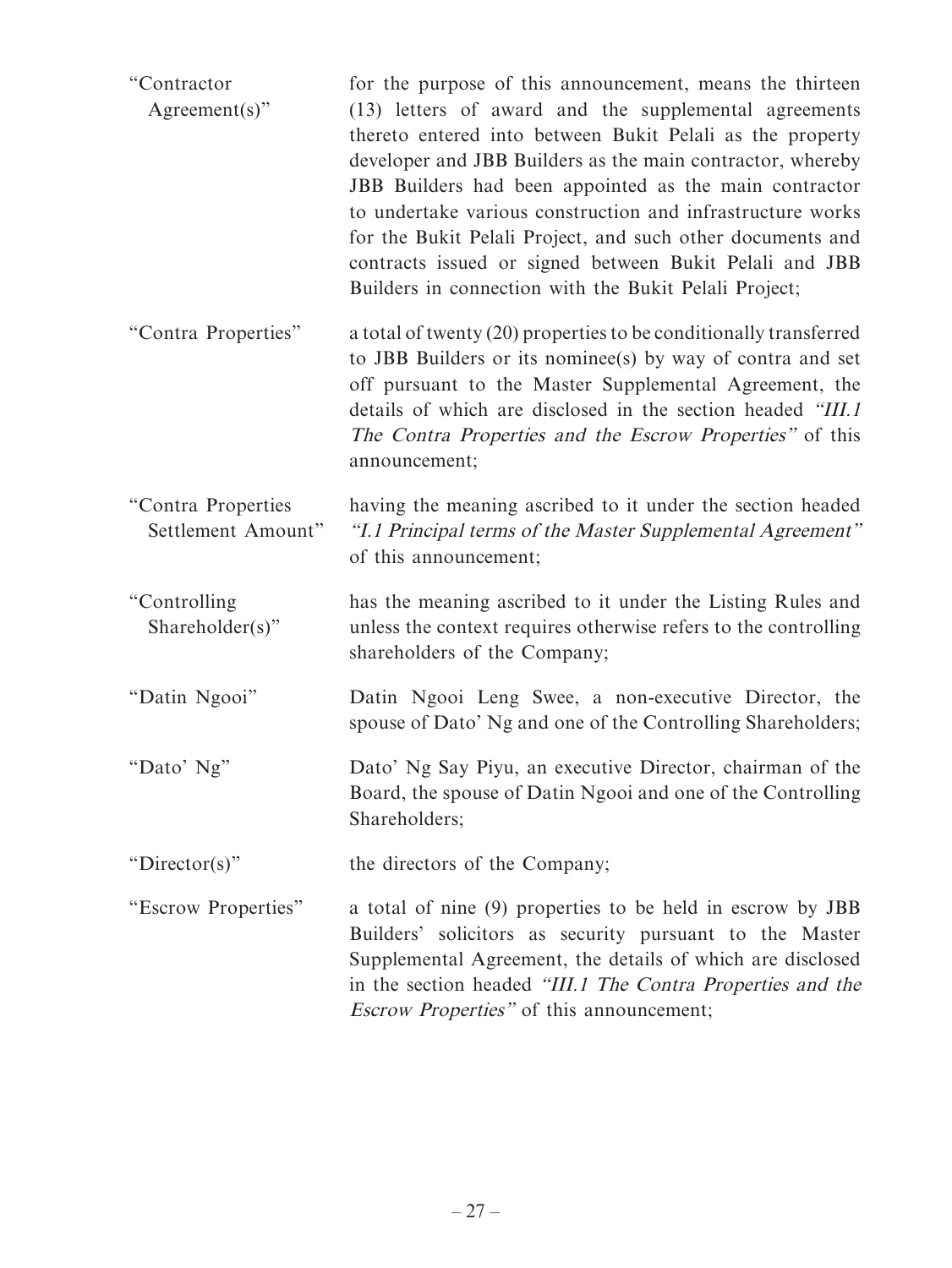| | |
|---|---|
| "Contractor Agreement(s)" | for the purpose of this announcement, means the thirteen (13) letters of award and the supplemental agreements thereto entered into between Bukit Pelali as the property developer and JBB Builders as the main contractor, whereby JBB Builders had been appointed as the main contractor to undertake various construction and infrastructure works for the Bukit Pelali Project, and such other documents and contracts issued or signed between Bukit Pelali and JBB Builders in connection with the Bukit Pelali Project; |
| "Contra Properties" | a total of twenty (20) properties to be conditionally transferred to JBB Builders or its nominee(s) by way of contra and set off pursuant to the Master Supplemental Agreement, the details of which are disclosed in the section headed *"III.1 The Contra Properties and the Escrow Properties"* of this announcement; |
| "Contra Properties Settlement Amount" | having the meaning ascribed to it under the section headed *"I.1 Principal terms of the Master Supplemental Agreement"* of this announcement; |
| "Controlling Shareholder(s)" | has the meaning ascribed to it under the Listing Rules and unless the context requires otherwise refers to the controlling shareholders of the Company; |
| "Datin Ngooi" | Datin Ngooi Leng Swee, a non-executive Director, the spouse of Dato' Ng and one of the Controlling Shareholders; |
| "Dato' Ng" | Dato' Ng Say Piyu, an executive Director, chairman of the Board, the spouse of Datin Ngooi and one of the Controlling Shareholders; |
| "Director(s)" | the directors of the Company; |
| "Escrow Properties" | a total of nine (9) properties to be held in escrow by JBB Builders' solicitors as security pursuant to the Master Supplemental Agreement, the details of which are disclosed in the section headed *"III.1 The Contra Properties and the Escrow Properties"* of this announcement; |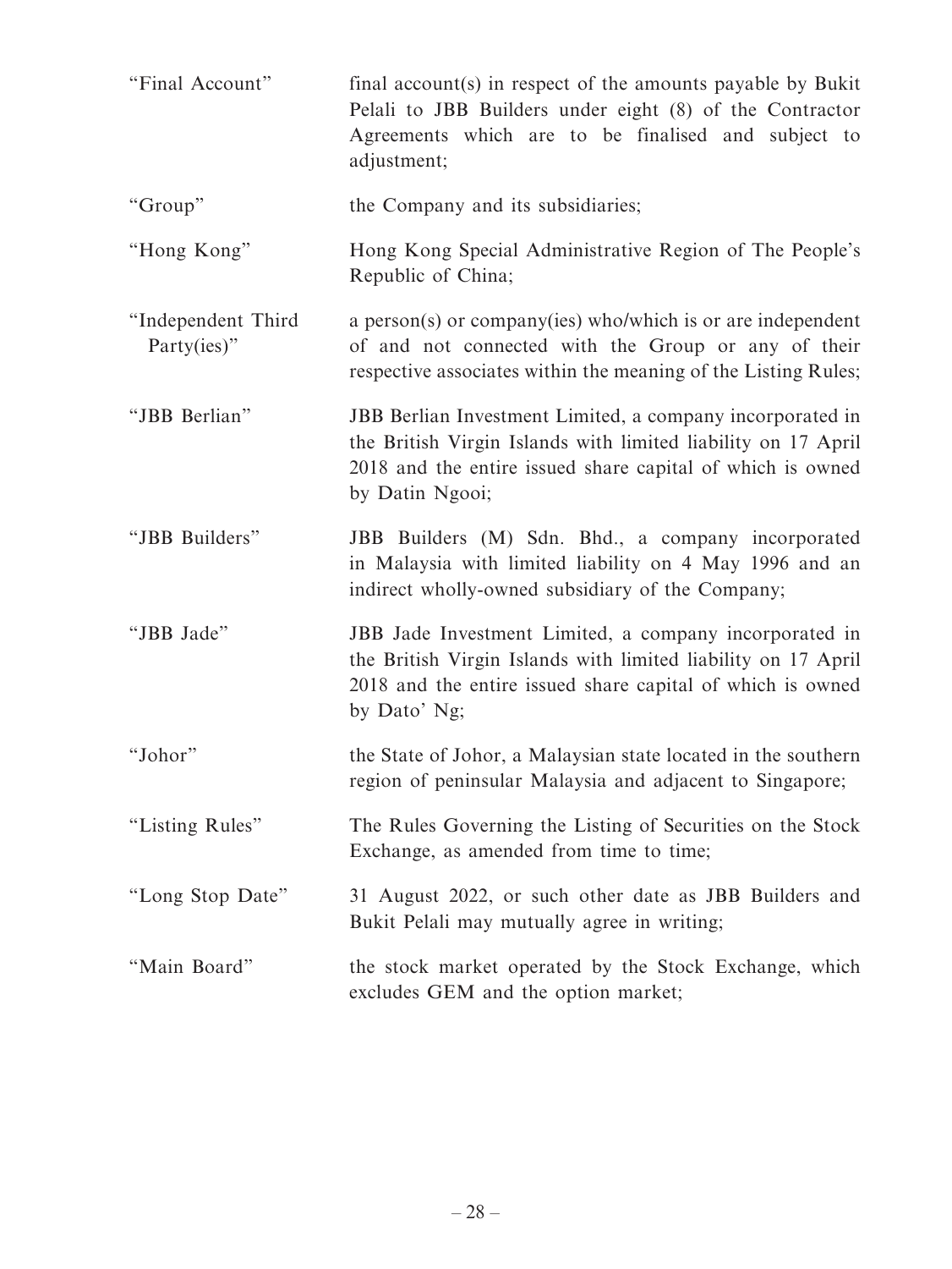| | |
|---|---|
| "Final Account" | final account(s) in respect of the amounts payable by Bukit Pelali to JBB Builders under eight (8) of the Contractor Agreements which are to be finalised and subject to adjustment; |
| "Group" | the Company and its subsidiaries; |
| "Hong Kong" | Hong Kong Special Administrative Region of The People's Republic of China; |
| "Independent Third Party(ies)" | a person(s) or company(ies) who/which is or are independent of and not connected with the Group or any of their respective associates within the meaning of the Listing Rules; |
| "JBB Berlian" | JBB Berlian Investment Limited, a company incorporated in the British Virgin Islands with limited liability on 17 April 2018 and the entire issued share capital of which is owned by Datin Ngooi; |
| "JBB Builders" | JBB Builders (M) Sdn. Bhd., a company incorporated in Malaysia with limited liability on 4 May 1996 and an indirect wholly-owned subsidiary of the Company; |
| "JBB Jade" | JBB Jade Investment Limited, a company incorporated in the British Virgin Islands with limited liability on 17 April 2018 and the entire issued share capital of which is owned by Dato' Ng; |
| "Johor" | the State of Johor, a Malaysian state located in the southern region of peninsular Malaysia and adjacent to Singapore; |
| "Listing Rules" | The Rules Governing the Listing of Securities on the Stock Exchange, as amended from time to time; |
| "Long Stop Date" | 31 August 2022, or such other date as JBB Builders and Bukit Pelali may mutually agree in writing; |
| "Main Board" | the stock market operated by the Stock Exchange, which excludes GEM and the option market; |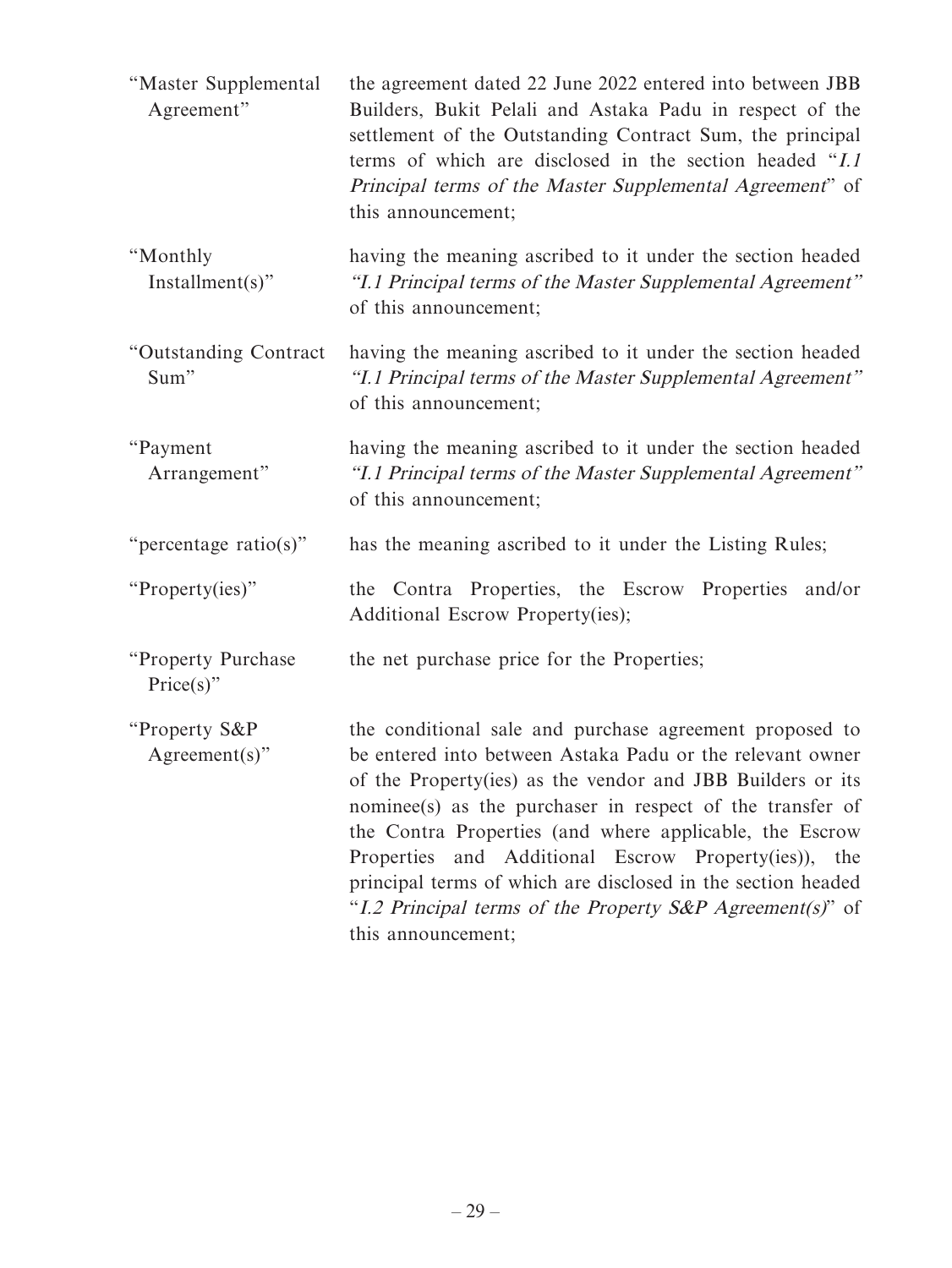| | |
|---|---|
| "Master Supplemental Agreement" | the agreement dated 22 June 2022 entered into between JBB Builders, Bukit Pelali and Astaka Padu in respect of the settlement of the Outstanding Contract Sum, the principal terms of which are disclosed in the section headed "*I.1 Principal terms of the Master Supplemental Agreement*" of this announcement; |
| "Monthly Installment(s)" | having the meaning ascribed to it under the section headed *"I.1 Principal terms of the Master Supplemental Agreement"* of this announcement; |
| "Outstanding Contract Sum" | having the meaning ascribed to it under the section headed *"I.1 Principal terms of the Master Supplemental Agreement"* of this announcement; |
| "Payment Arrangement" | having the meaning ascribed to it under the section headed *"I.1 Principal terms of the Master Supplemental Agreement"* of this announcement; |
| "percentage ratio(s)" | has the meaning ascribed to it under the Listing Rules; |
| "Property(ies)" | the Contra Properties, the Escrow Properties and/or Additional Escrow Property(ies); |
| "Property Purchase Price(s)" | the net purchase price for the Properties; |
| "Property S&P Agreement(s)" | the conditional sale and purchase agreement proposed to be entered into between Astaka Padu or the relevant owner of the Property(ies) as the vendor and JBB Builders or its nominee(s) as the purchaser in respect of the transfer of the Contra Properties (and where applicable, the Escrow Properties and Additional Escrow Property(ies)), the principal terms of which are disclosed in the section headed "*I.2 Principal terms of the Property S&P Agreement(s)*" of this announcement; |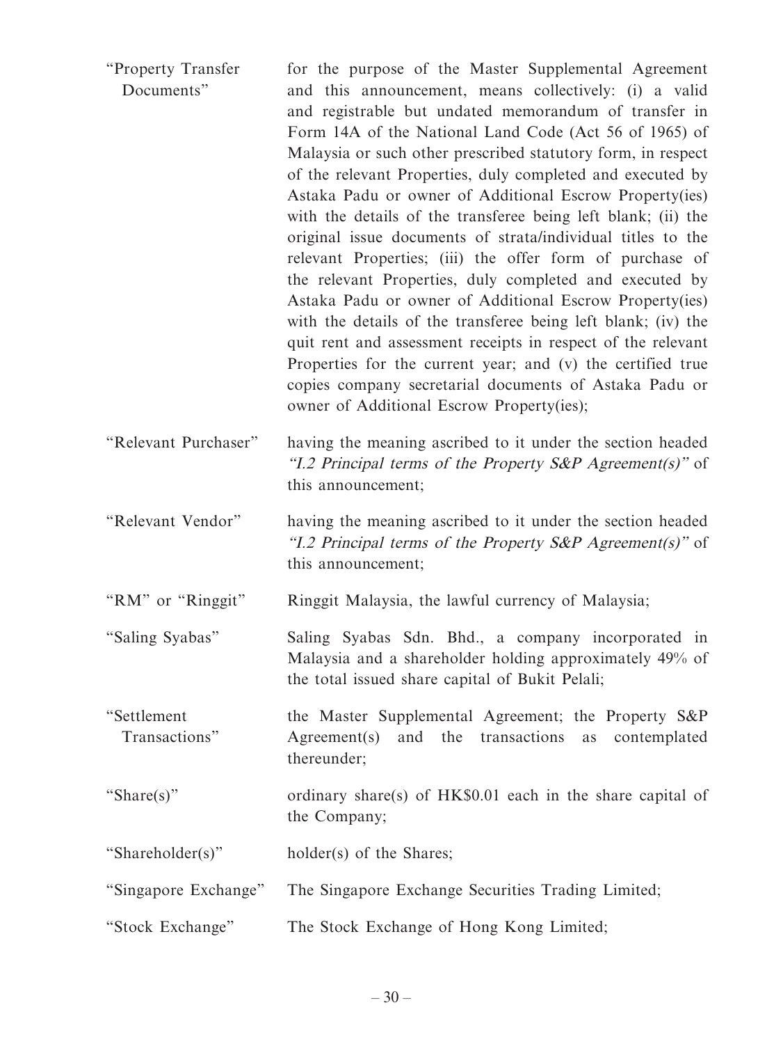| | |
|---|---|
| "Property Transfer Documents" | for the purpose of the Master Supplemental Agreement and this announcement, means collectively: (i) a valid and registrable but undated memorandum of transfer in Form 14A of the National Land Code (Act 56 of 1965) of Malaysia or such other prescribed statutory form, in respect of the relevant Properties, duly completed and executed by Astaka Padu or owner of Additional Escrow Property(ies) with the details of the transferee being left blank; (ii) the original issue documents of strata/individual titles to the relevant Properties; (iii) the offer form of purchase of the relevant Properties, duly completed and executed by Astaka Padu or owner of Additional Escrow Property(ies) with the details of the transferee being left blank; (iv) the quit rent and assessment receipts in respect of the relevant Properties for the current year; and (v) the certified true copies company secretarial documents of Astaka Padu or owner of Additional Escrow Property(ies); |
| "Relevant Purchaser" | having the meaning ascribed to it under the section headed *"I.2 Principal terms of the Property S&P Agreement(s)"* of this announcement; |
| "Relevant Vendor" | having the meaning ascribed to it under the section headed *"I.2 Principal terms of the Property S&P Agreement(s)"* of this announcement; |
| "RM" or "Ringgit" | Ringgit Malaysia, the lawful currency of Malaysia; |
| "Saling Syabas" | Saling Syabas Sdn. Bhd., a company incorporated in Malaysia and a shareholder holding approximately 49% of the total issued share capital of Bukit Pelali; |
| "Settlement Transactions" | the Master Supplemental Agreement; the Property S&P Agreement(s) and the transactions as contemplated thereunder; |
| "Share(s)" | ordinary share(s) of HK$0.01 each in the share capital of the Company; |
| "Shareholder(s)" | holder(s) of the Shares; |
| "Singapore Exchange" | The Singapore Exchange Securities Trading Limited; |
| "Stock Exchange" | The Stock Exchange of Hong Kong Limited; |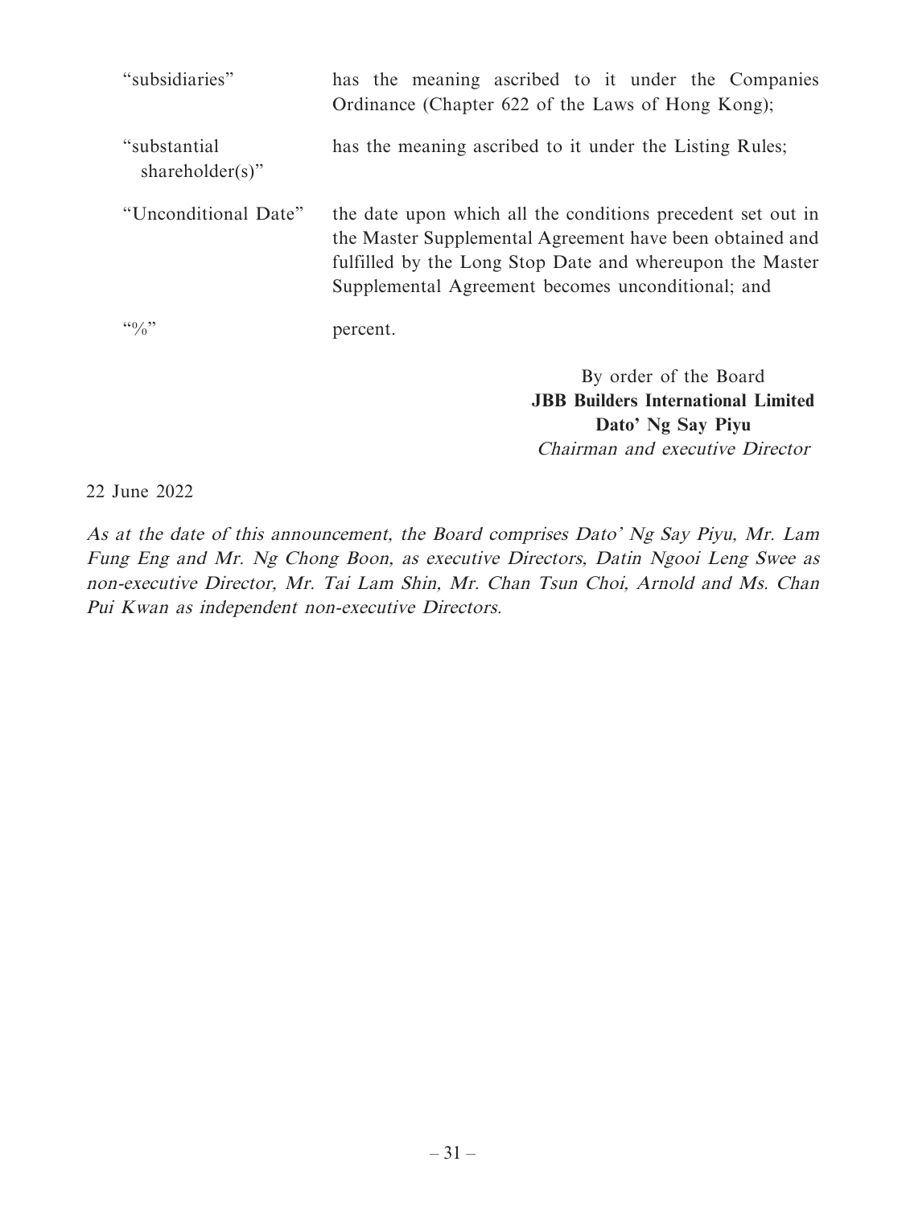| | |
|---|---|
| "subsidiaries" | has the meaning ascribed to it under the Companies Ordinance (Chapter 622 of the Laws of Hong Kong); |
| "substantial shareholder(s)" | has the meaning ascribed to it under the Listing Rules; |
| "Unconditional Date" | the date upon which all the conditions precedent set out in the Master Supplemental Agreement have been obtained and fulfilled by the Long Stop Date and whereupon the Master Supplemental Agreement becomes unconditional; and |
| "%" | percent. |

By order of the Board
**JBB Builders International Limited**
**Dato' Ng Say Piyu**
*Chairman and executive Director*

22 June 2022

*As at the date of this announcement, the Board comprises Dato' Ng Say Piyu, Mr. Lam Fung Eng and Mr. Ng Chong Boon, as executive Directors, Datin Ngooi Leng Swee as non-executive Director, Mr. Tai Lam Shin, Mr. Chan Tsun Choi, Arnold and Ms. Chan Pui Kwan as independent non-executive Directors.*